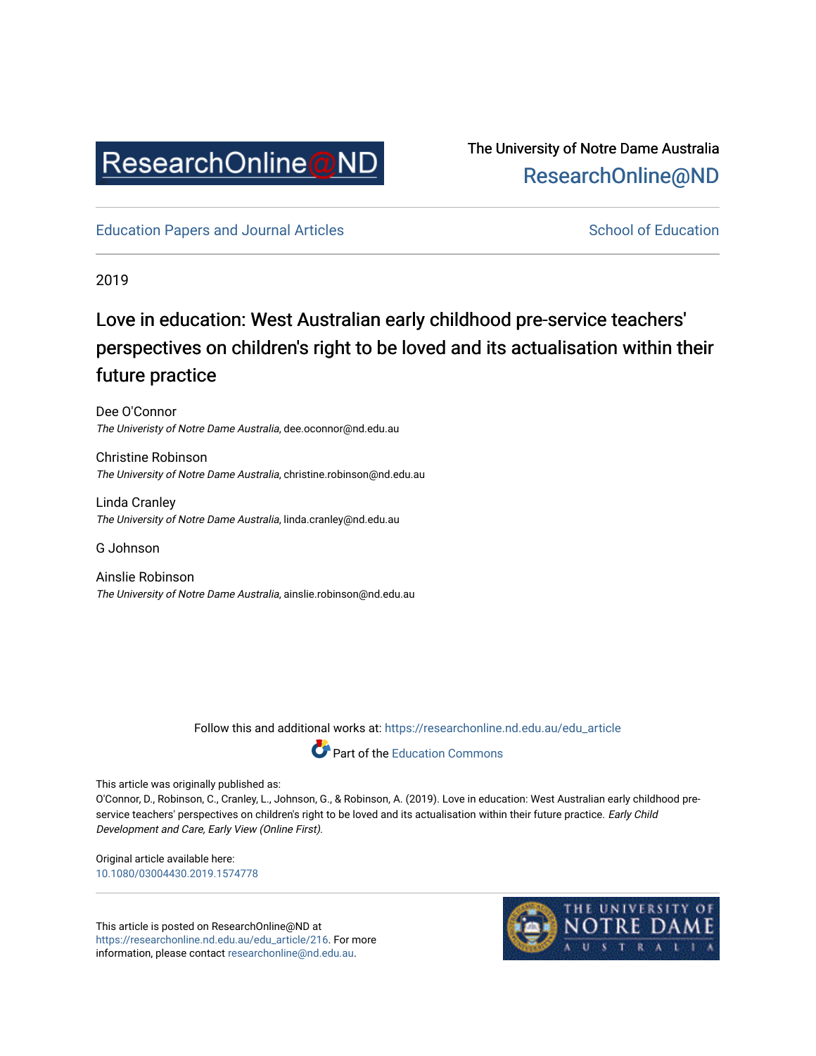ResearchOnline@ND

The University of Notre Dame Australia
ResearchOnline@ND

Education Papers and Journal Articles | School of Education

2019

# Love in education: West Australian early childhood pre-service teachers' perspectives on children's right to be loved and its actualisation within their future practice

Dee O'Connor
*The Univeristy of Notre Dame Australia*, dee.oconnor@nd.edu.au

Christine Robinson
*The University of Notre Dame Australia*, christine.robinson@nd.edu.au

Linda Cranley
*The University of Notre Dame Australia*, linda.cranley@nd.edu.au

G Johnson

Ainslie Robinson
*The University of Notre Dame Australia*, ainslie.robinson@nd.edu.au

Follow this and additional works at: https://researchonline.nd.edu.au/edu_article

Part of the Education Commons

This article was originally published as:
O'Connor, D., Robinson, C., Cranley, L., Johnson, G., & Robinson, A. (2019). Love in education: West Australian early childhood pre-service teachers' perspectives on children's right to be loved and its actualisation within their future practice. *Early Child Development and Care, Early View (Online First).*

Original article available here:
10.1080/03004430.2019.1574778

This article is posted on ResearchOnline@ND at https://researchonline.nd.edu.au/edu_article/216. For more information, please contact researchonline@nd.edu.au.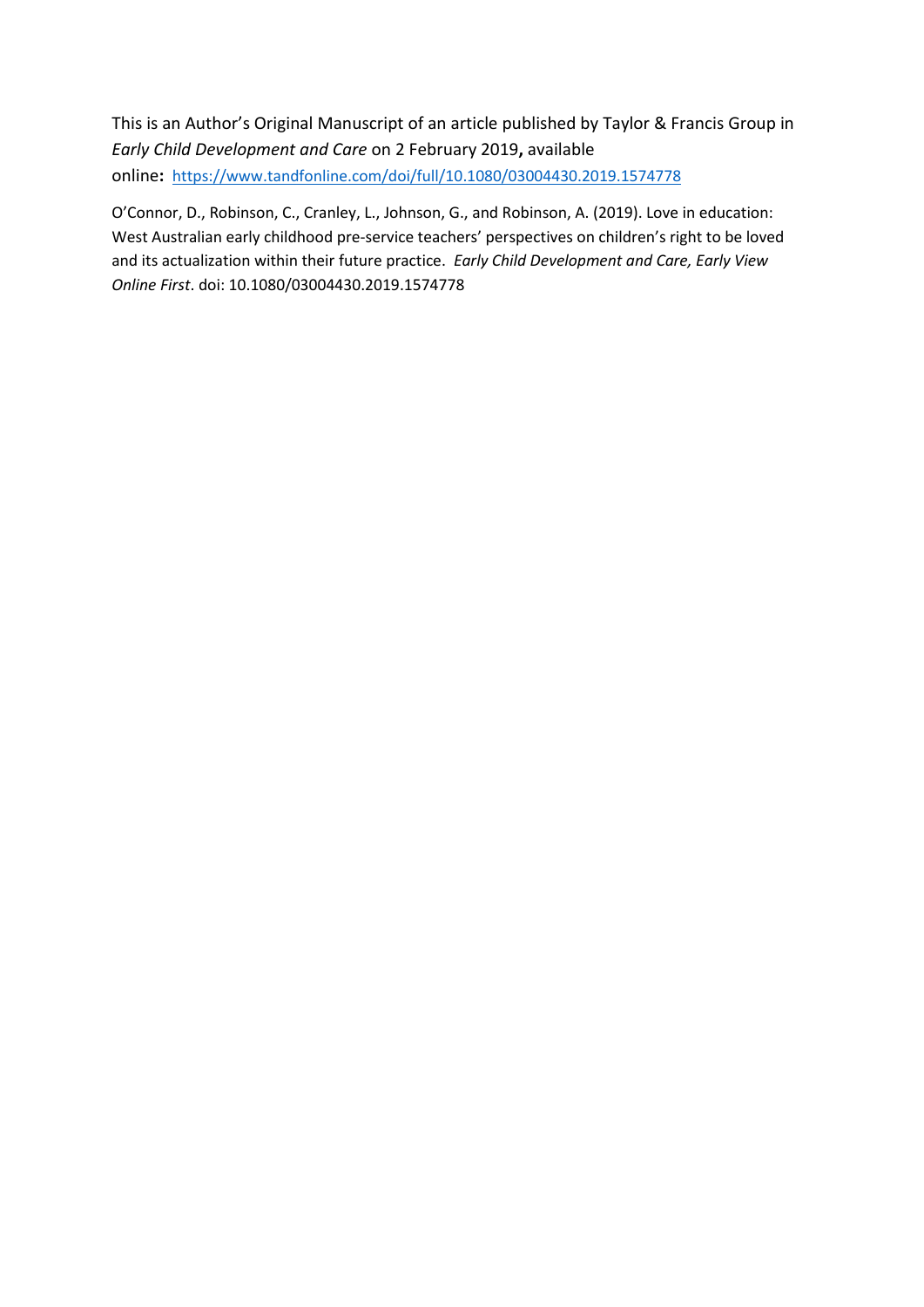This is an Author's Original Manuscript of an article published by Taylor & Francis Group in *Early Child Development and Care* on 2 February 2019**,** available online**:** https://www.tandfonline.com/doi/full/10.1080/03004430.2019.1574778

O'Connor, D., Robinson, C., Cranley, L., Johnson, G., and Robinson, A. (2019). Love in education: West Australian early childhood pre-service teachers' perspectives on children's right to be loved and its actualization within their future practice. *Early Child Development and Care, Early View Online First*. doi: 10.1080/03004430.2019.1574778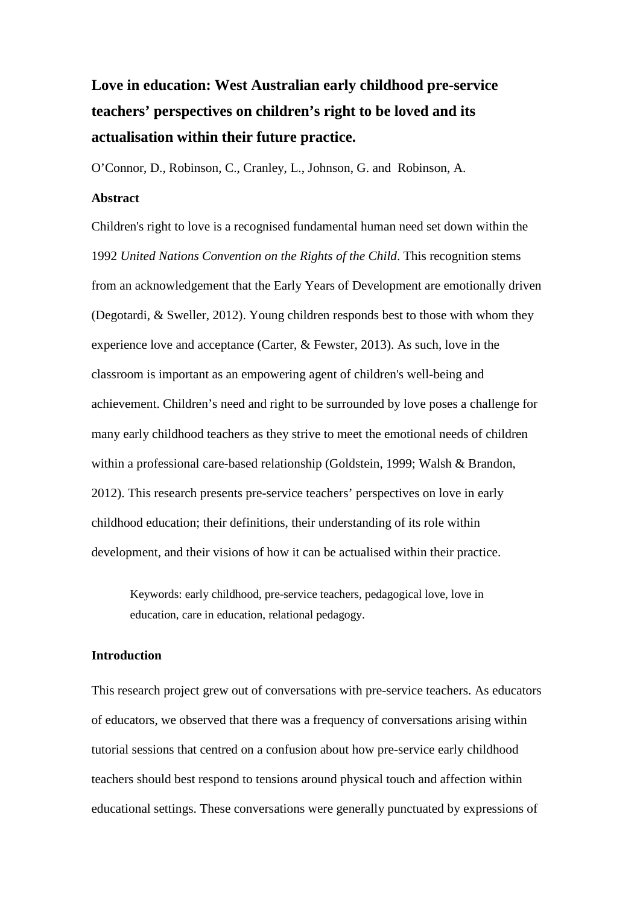# Love in education: West Australian early childhood pre-service teachers' perspectives on children's right to be loved and its actualisation within their future practice.

O'Connor, D., Robinson, C., Cranley, L., Johnson, G. and Robinson, A.

**Abstract**

Children's right to love is a recognised fundamental human need set down within the 1992 *United Nations Convention on the Rights of the Child*. This recognition stems from an acknowledgement that the Early Years of Development are emotionally driven (Degotardi, & Sweller, 2012). Young children responds best to those with whom they experience love and acceptance (Carter, & Fewster, 2013). As such, love in the classroom is important as an empowering agent of children's well-being and achievement. Children's need and right to be surrounded by love poses a challenge for many early childhood teachers as they strive to meet the emotional needs of children within a professional care-based relationship (Goldstein, 1999; Walsh & Brandon, 2012). This research presents pre-service teachers' perspectives on love in early childhood education; their definitions, their understanding of its role within development, and their visions of how it can be actualised within their practice.

Keywords: early childhood, pre-service teachers, pedagogical love, love in education, care in education, relational pedagogy.

**Introduction**

This research project grew out of conversations with pre-service teachers. As educators of educators, we observed that there was a frequency of conversations arising within tutorial sessions that centred on a confusion about how pre-service early childhood teachers should best respond to tensions around physical touch and affection within educational settings. These conversations were generally punctuated by expressions of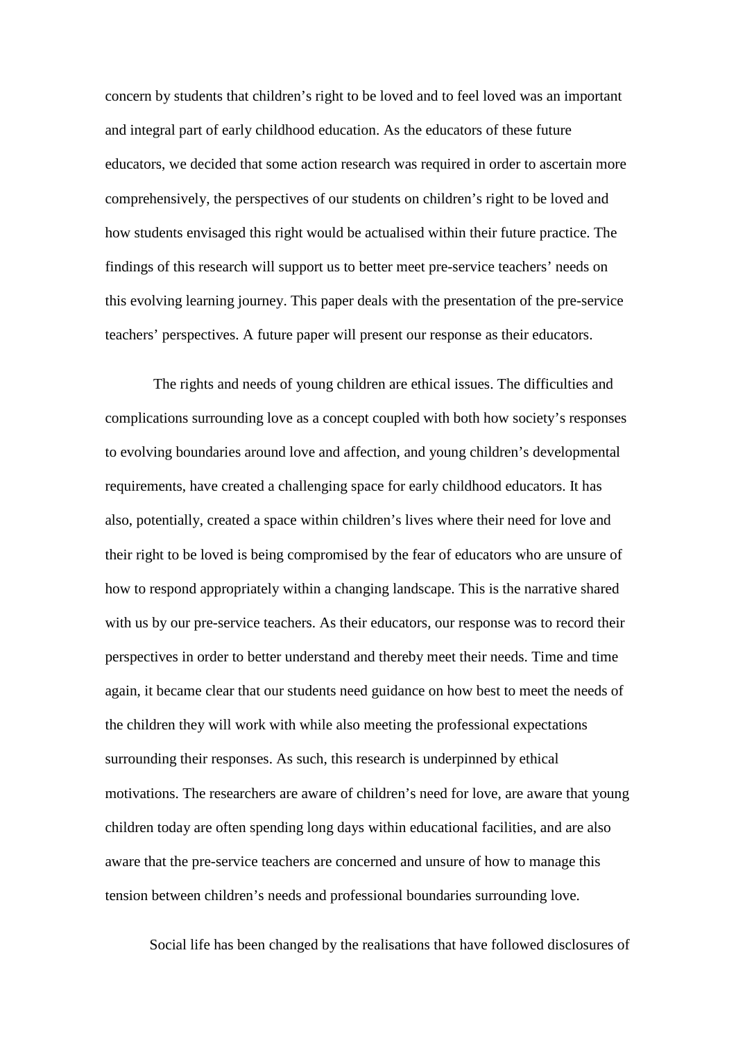concern by students that children's right to be loved and to feel loved was an important and integral part of early childhood education. As the educators of these future educators, we decided that some action research was required in order to ascertain more comprehensively, the perspectives of our students on children's right to be loved and how students envisaged this right would be actualised within their future practice. The findings of this research will support us to better meet pre-service teachers' needs on this evolving learning journey. This paper deals with the presentation of the pre-service teachers' perspectives. A future paper will present our response as their educators.

The rights and needs of young children are ethical issues. The difficulties and complications surrounding love as a concept coupled with both how society's responses to evolving boundaries around love and affection, and young children's developmental requirements, have created a challenging space for early childhood educators. It has also, potentially, created a space within children's lives where their need for love and their right to be loved is being compromised by the fear of educators who are unsure of how to respond appropriately within a changing landscape. This is the narrative shared with us by our pre-service teachers. As their educators, our response was to record their perspectives in order to better understand and thereby meet their needs. Time and time again, it became clear that our students need guidance on how best to meet the needs of the children they will work with while also meeting the professional expectations surrounding their responses. As such, this research is underpinned by ethical motivations. The researchers are aware of children's need for love, are aware that young children today are often spending long days within educational facilities, and are also aware that the pre-service teachers are concerned and unsure of how to manage this tension between children's needs and professional boundaries surrounding love.

Social life has been changed by the realisations that have followed disclosures of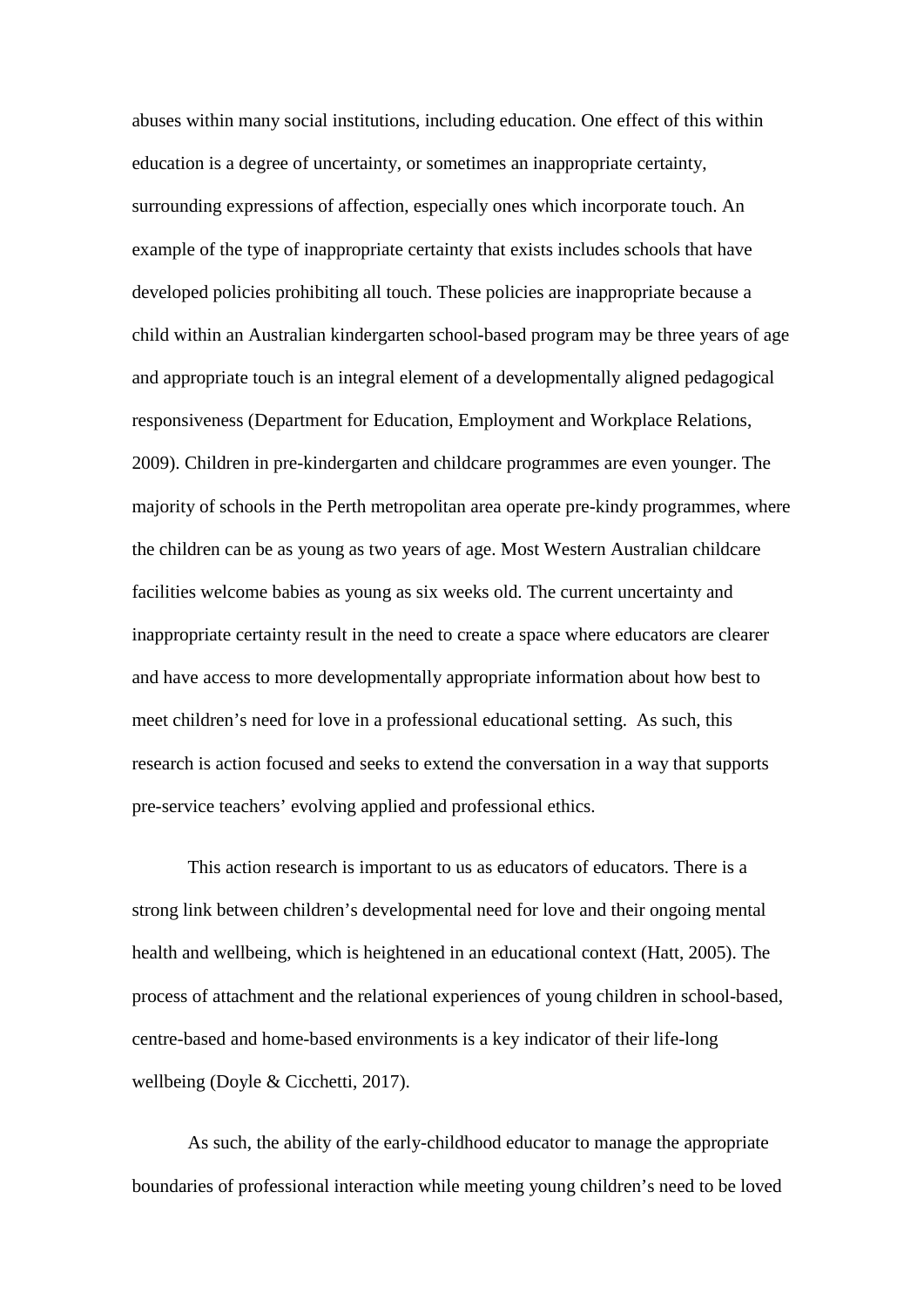abuses within many social institutions, including education. One effect of this within education is a degree of uncertainty, or sometimes an inappropriate certainty, surrounding expressions of affection, especially ones which incorporate touch. An example of the type of inappropriate certainty that exists includes schools that have developed policies prohibiting all touch. These policies are inappropriate because a child within an Australian kindergarten school-based program may be three years of age and appropriate touch is an integral element of a developmentally aligned pedagogical responsiveness (Department for Education, Employment and Workplace Relations, 2009). Children in pre-kindergarten and childcare programmes are even younger. The majority of schools in the Perth metropolitan area operate pre-kindy programmes, where the children can be as young as two years of age. Most Western Australian childcare facilities welcome babies as young as six weeks old. The current uncertainty and inappropriate certainty result in the need to create a space where educators are clearer and have access to more developmentally appropriate information about how best to meet children's need for love in a professional educational setting. As such, this research is action focused and seeks to extend the conversation in a way that supports pre-service teachers' evolving applied and professional ethics.

This action research is important to us as educators of educators. There is a strong link between children's developmental need for love and their ongoing mental health and wellbeing, which is heightened in an educational context (Hatt, 2005). The process of attachment and the relational experiences of young children in school-based, centre-based and home-based environments is a key indicator of their life-long wellbeing (Doyle & Cicchetti, 2017).

As such, the ability of the early-childhood educator to manage the appropriate boundaries of professional interaction while meeting young children's need to be loved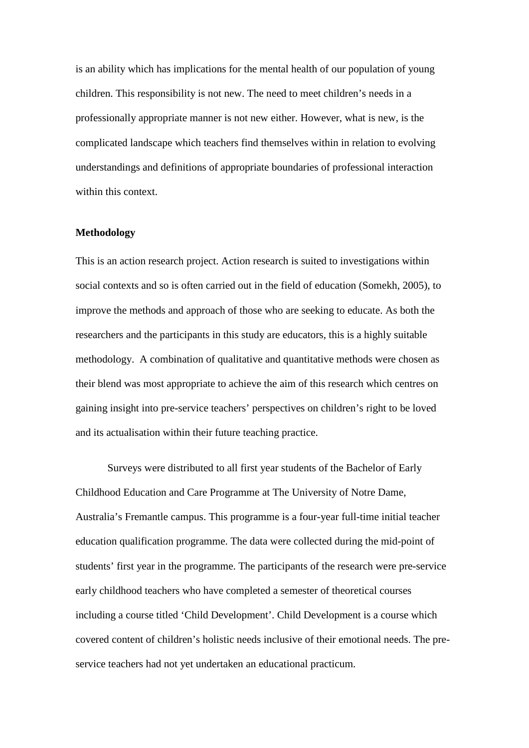is an ability which has implications for the mental health of our population of young children. This responsibility is not new. The need to meet children's needs in a professionally appropriate manner is not new either. However, what is new, is the complicated landscape which teachers find themselves within in relation to evolving understandings and definitions of appropriate boundaries of professional interaction within this context.

**Methodology**

This is an action research project. Action research is suited to investigations within social contexts and so is often carried out in the field of education (Somekh, 2005), to improve the methods and approach of those who are seeking to educate. As both the researchers and the participants in this study are educators, this is a highly suitable methodology. A combination of qualitative and quantitative methods were chosen as their blend was most appropriate to achieve the aim of this research which centres on gaining insight into pre-service teachers' perspectives on children's right to be loved and its actualisation within their future teaching practice.

Surveys were distributed to all first year students of the Bachelor of Early Childhood Education and Care Programme at The University of Notre Dame, Australia's Fremantle campus. This programme is a four-year full-time initial teacher education qualification programme. The data were collected during the mid-point of students' first year in the programme. The participants of the research were pre-service early childhood teachers who have completed a semester of theoretical courses including a course titled 'Child Development'. Child Development is a course which covered content of children's holistic needs inclusive of their emotional needs. The pre-service teachers had not yet undertaken an educational practicum.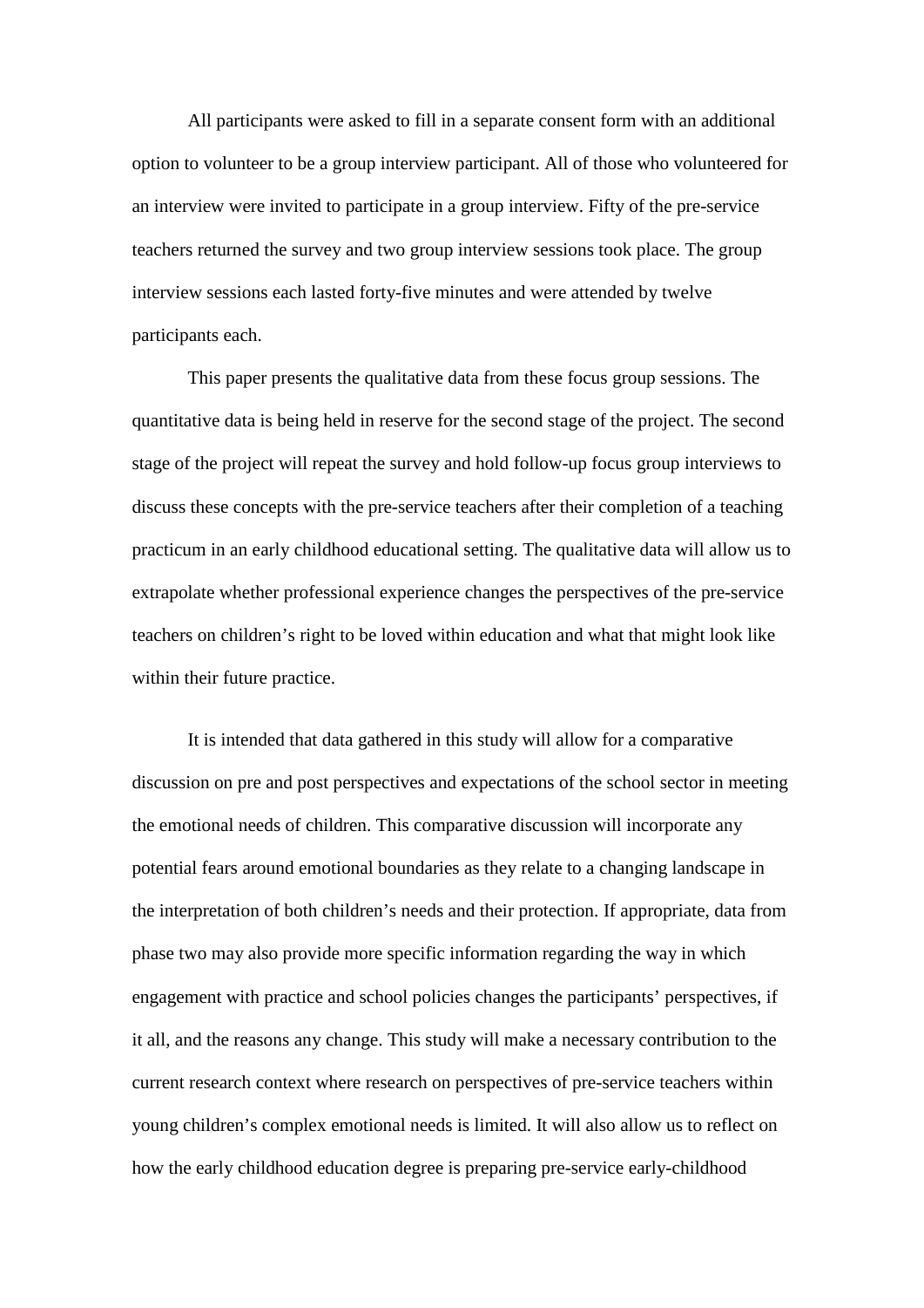All participants were asked to fill in a separate consent form with an additional option to volunteer to be a group interview participant. All of those who volunteered for an interview were invited to participate in a group interview. Fifty of the pre-service teachers returned the survey and two group interview sessions took place. The group interview sessions each lasted forty-five minutes and were attended by twelve participants each.

This paper presents the qualitative data from these focus group sessions. The quantitative data is being held in reserve for the second stage of the project. The second stage of the project will repeat the survey and hold follow-up focus group interviews to discuss these concepts with the pre-service teachers after their completion of a teaching practicum in an early childhood educational setting. The qualitative data will allow us to extrapolate whether professional experience changes the perspectives of the pre-service teachers on children's right to be loved within education and what that might look like within their future practice.

It is intended that data gathered in this study will allow for a comparative discussion on pre and post perspectives and expectations of the school sector in meeting the emotional needs of children. This comparative discussion will incorporate any potential fears around emotional boundaries as they relate to a changing landscape in the interpretation of both children's needs and their protection. If appropriate, data from phase two may also provide more specific information regarding the way in which engagement with practice and school policies changes the participants' perspectives, if it all, and the reasons any change. This study will make a necessary contribution to the current research context where research on perspectives of pre-service teachers within young children's complex emotional needs is limited. It will also allow us to reflect on how the early childhood education degree is preparing pre-service early-childhood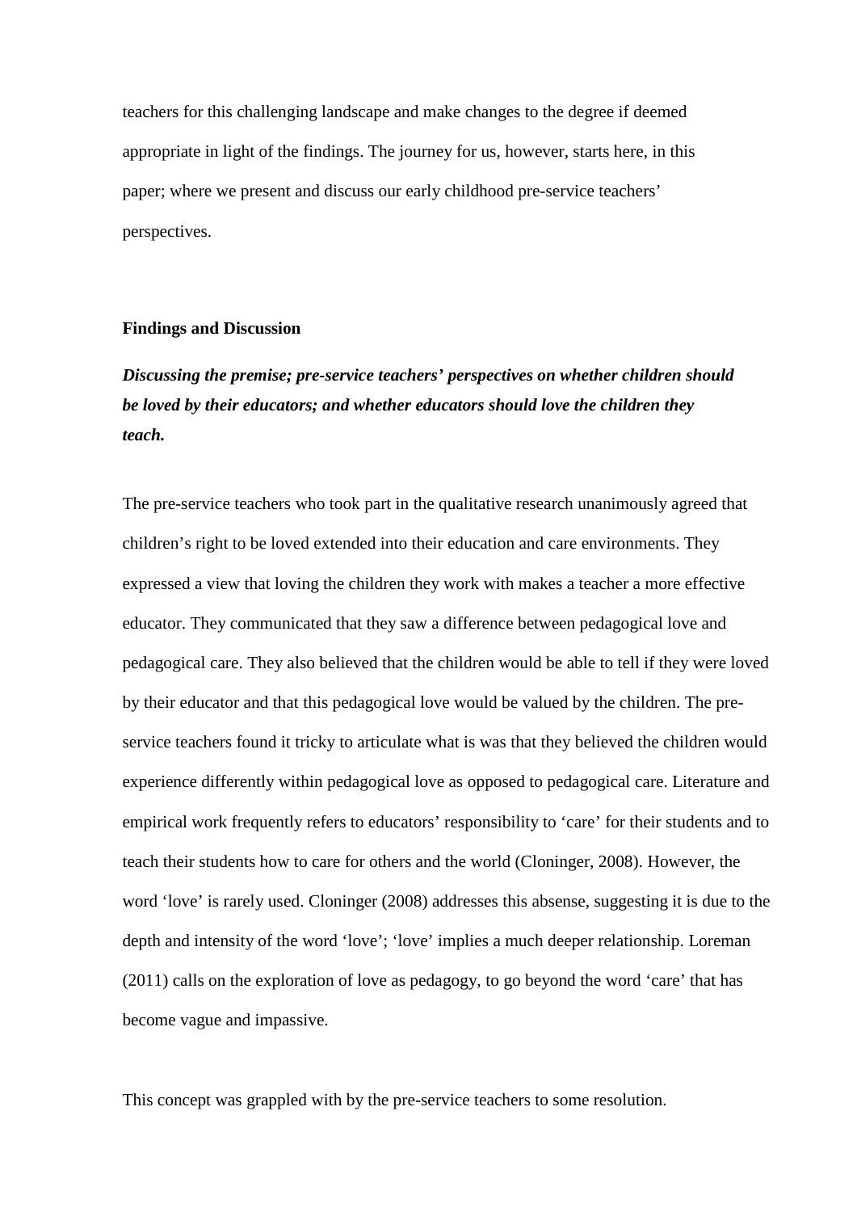teachers for this challenging landscape and make changes to the degree if deemed appropriate in light of the findings. The journey for us, however, starts here, in this paper; where we present and discuss our early childhood pre-service teachers' perspectives.

## Findings and Discussion

### *Discussing the premise; pre-service teachers' perspectives on whether children should be loved by their educators; and whether educators should love the children they teach.*

The pre-service teachers who took part in the qualitative research unanimously agreed that children's right to be loved extended into their education and care environments. They expressed a view that loving the children they work with makes a teacher a more effective educator. They communicated that they saw a difference between pedagogical love and pedagogical care. They also believed that the children would be able to tell if they were loved by their educator and that this pedagogical love would be valued by the children. The pre-service teachers found it tricky to articulate what is was that they believed the children would experience differently within pedagogical love as opposed to pedagogical care. Literature and empirical work frequently refers to educators' responsibility to 'care' for their students and to teach their students how to care for others and the world (Cloninger, 2008). However, the word 'love' is rarely used. Cloninger (2008) addresses this absense, suggesting it is due to the depth and intensity of the word 'love'; 'love' implies a much deeper relationship. Loreman (2011) calls on the exploration of love as pedagogy, to go beyond the word 'care' that has become vague and impassive.

This concept was grappled with by the pre-service teachers to some resolution.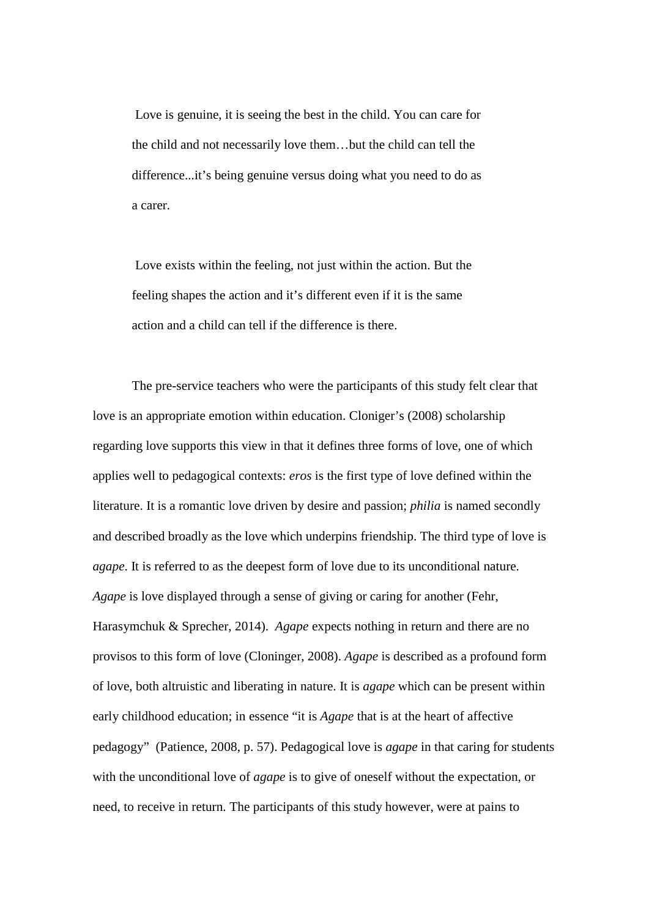> Love is genuine, it is seeing the best in the child. You can care for the child and not necessarily love them…but the child can tell the difference...it's being genuine versus doing what you need to do as a carer.

> Love exists within the feeling, not just within the action. But the feeling shapes the action and it's different even if it is the same action and a child can tell if the difference is there.

The pre-service teachers who were the participants of this study felt clear that love is an appropriate emotion within education. Cloniger's (2008) scholarship regarding love supports this view in that it defines three forms of love, one of which applies well to pedagogical contexts: *eros* is the first type of love defined within the literature. It is a romantic love driven by desire and passion; *philia* is named secondly and described broadly as the love which underpins friendship. The third type of love is *agape*. It is referred to as the deepest form of love due to its unconditional nature. *Agape* is love displayed through a sense of giving or caring for another (Fehr, Harasymchuk & Sprecher, 2014). *Agape* expects nothing in return and there are no provisos to this form of love (Cloninger, 2008). *Agape* is described as a profound form of love, both altruistic and liberating in nature. It is *agape* which can be present within early childhood education; in essence "it is *Agape* that is at the heart of affective pedagogy" (Patience, 2008, p. 57). Pedagogical love is *agape* in that caring for students with the unconditional love of *agape* is to give of oneself without the expectation, or need, to receive in return. The participants of this study however, were at pains to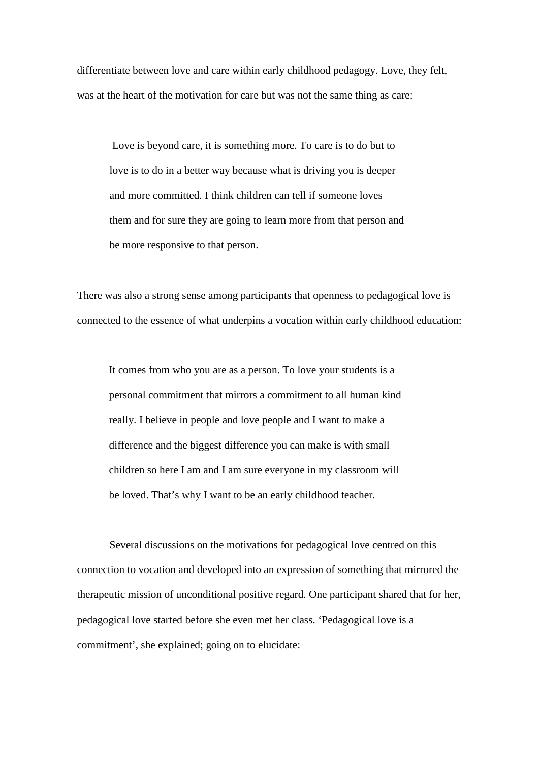differentiate between love and care within early childhood pedagogy. Love, they felt, was at the heart of the motivation for care but was not the same thing as care:

> Love is beyond care, it is something more. To care is to do but to love is to do in a better way because what is driving you is deeper and more committed. I think children can tell if someone loves them and for sure they are going to learn more from that person and be more responsive to that person.

There was also a strong sense among participants that openness to pedagogical love is connected to the essence of what underpins a vocation within early childhood education:

> It comes from who you are as a person. To love your students is a personal commitment that mirrors a commitment to all human kind really. I believe in people and love people and I want to make a difference and the biggest difference you can make is with small children so here I am and I am sure everyone in my classroom will be loved. That's why I want to be an early childhood teacher.

Several discussions on the motivations for pedagogical love centred on this connection to vocation and developed into an expression of something that mirrored the therapeutic mission of unconditional positive regard. One participant shared that for her, pedagogical love started before she even met her class. 'Pedagogical love is a commitment', she explained; going on to elucidate: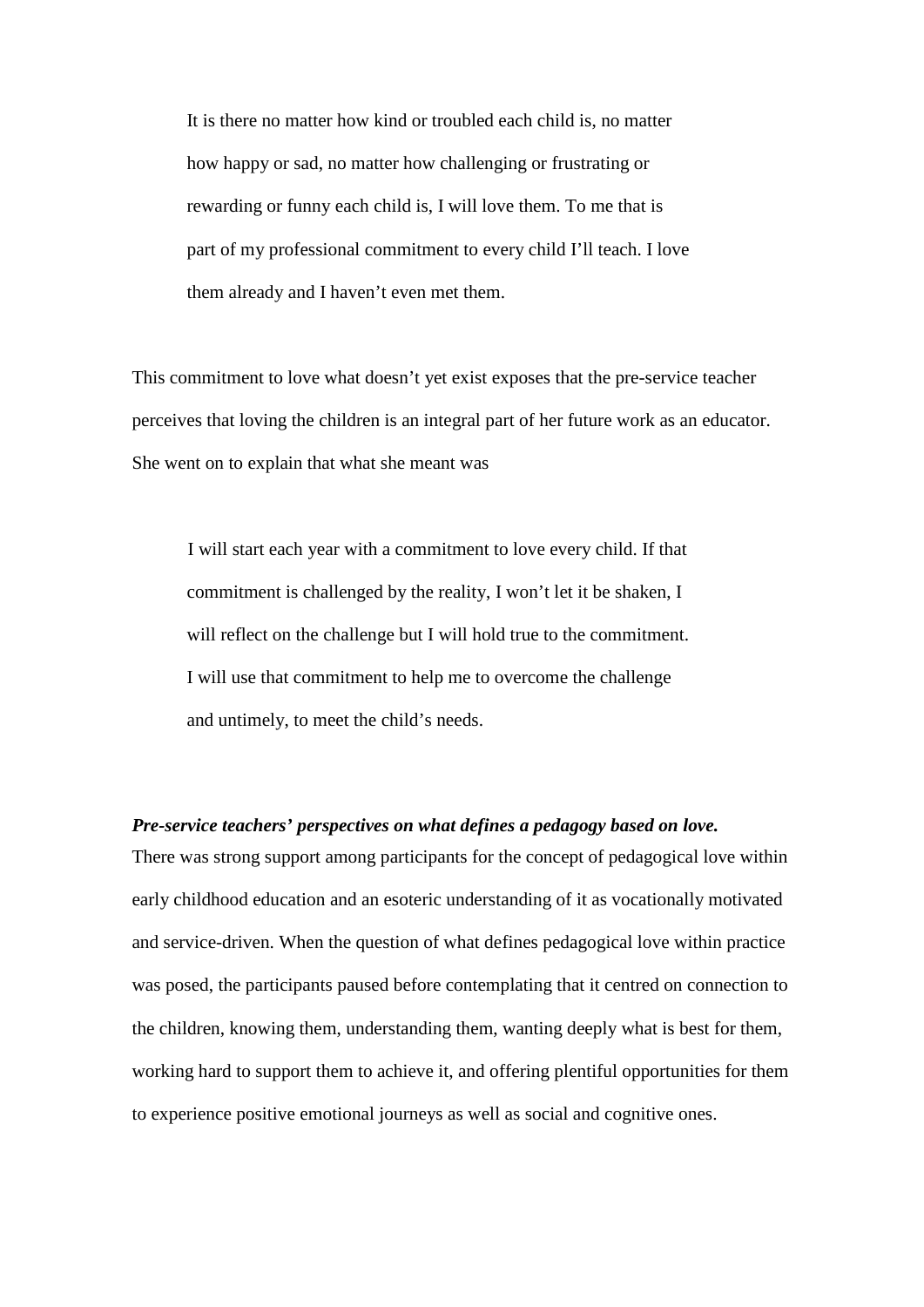> It is there no matter how kind or troubled each child is, no matter how happy or sad, no matter how challenging or frustrating or rewarding or funny each child is, I will love them. To me that is part of my professional commitment to every child I'll teach. I love them already and I haven't even met them.

This commitment to love what doesn't yet exist exposes that the pre-service teacher perceives that loving the children is an integral part of her future work as an educator. She went on to explain that what she meant was

> I will start each year with a commitment to love every child. If that commitment is challenged by the reality, I won't let it be shaken, I will reflect on the challenge but I will hold true to the commitment. I will use that commitment to help me to overcome the challenge and untimely, to meet the child's needs.

***Pre-service teachers' perspectives on what defines a pedagogy based on love.***

There was strong support among participants for the concept of pedagogical love within early childhood education and an esoteric understanding of it as vocationally motivated and service-driven. When the question of what defines pedagogical love within practice was posed, the participants paused before contemplating that it centred on connection to the children, knowing them, understanding them, wanting deeply what is best for them, working hard to support them to achieve it, and offering plentiful opportunities for them to experience positive emotional journeys as well as social and cognitive ones.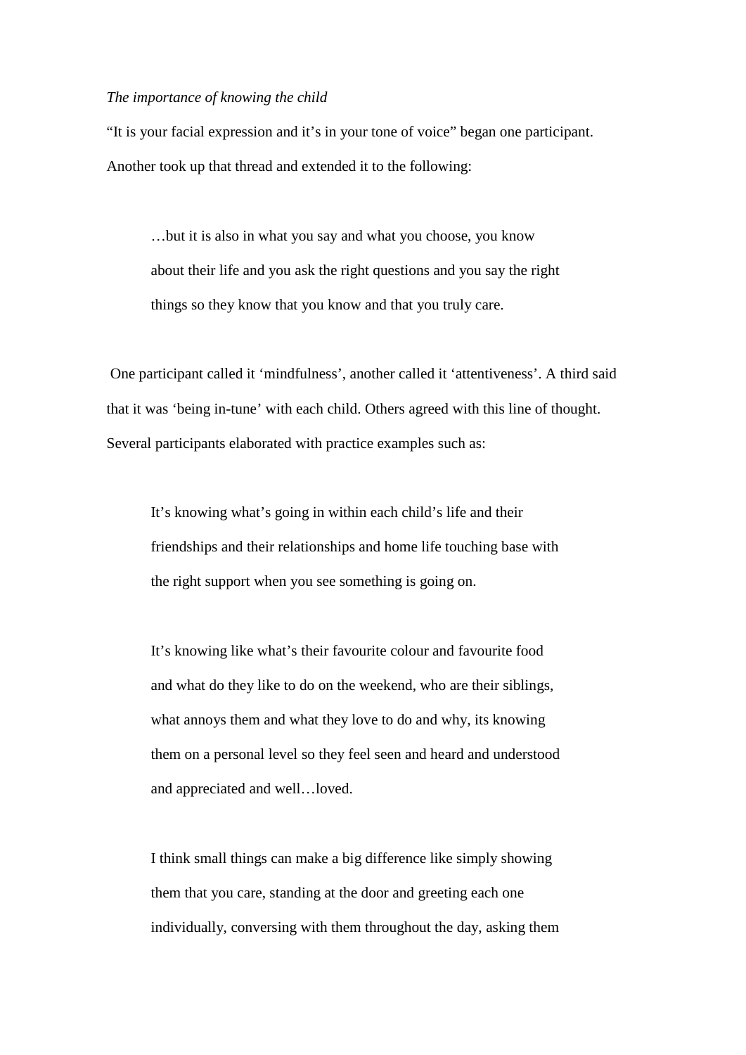*The importance of knowing the child*

"It is your facial expression and it's in your tone of voice" began one participant. Another took up that thread and extended it to the following:

> …but it is also in what you say and what you choose, you know about their life and you ask the right questions and you say the right things so they know that you know and that you truly care.

One participant called it 'mindfulness', another called it 'attentiveness'. A third said that it was 'being in-tune' with each child. Others agreed with this line of thought. Several participants elaborated with practice examples such as:

> It's knowing what's going in within each child's life and their friendships and their relationships and home life touching base with the right support when you see something is going on.

> It's knowing like what's their favourite colour and favourite food and what do they like to do on the weekend, who are their siblings, what annoys them and what they love to do and why, its knowing them on a personal level so they feel seen and heard and understood and appreciated and well…loved.

> I think small things can make a big difference like simply showing them that you care, standing at the door and greeting each one individually, conversing with them throughout the day, asking them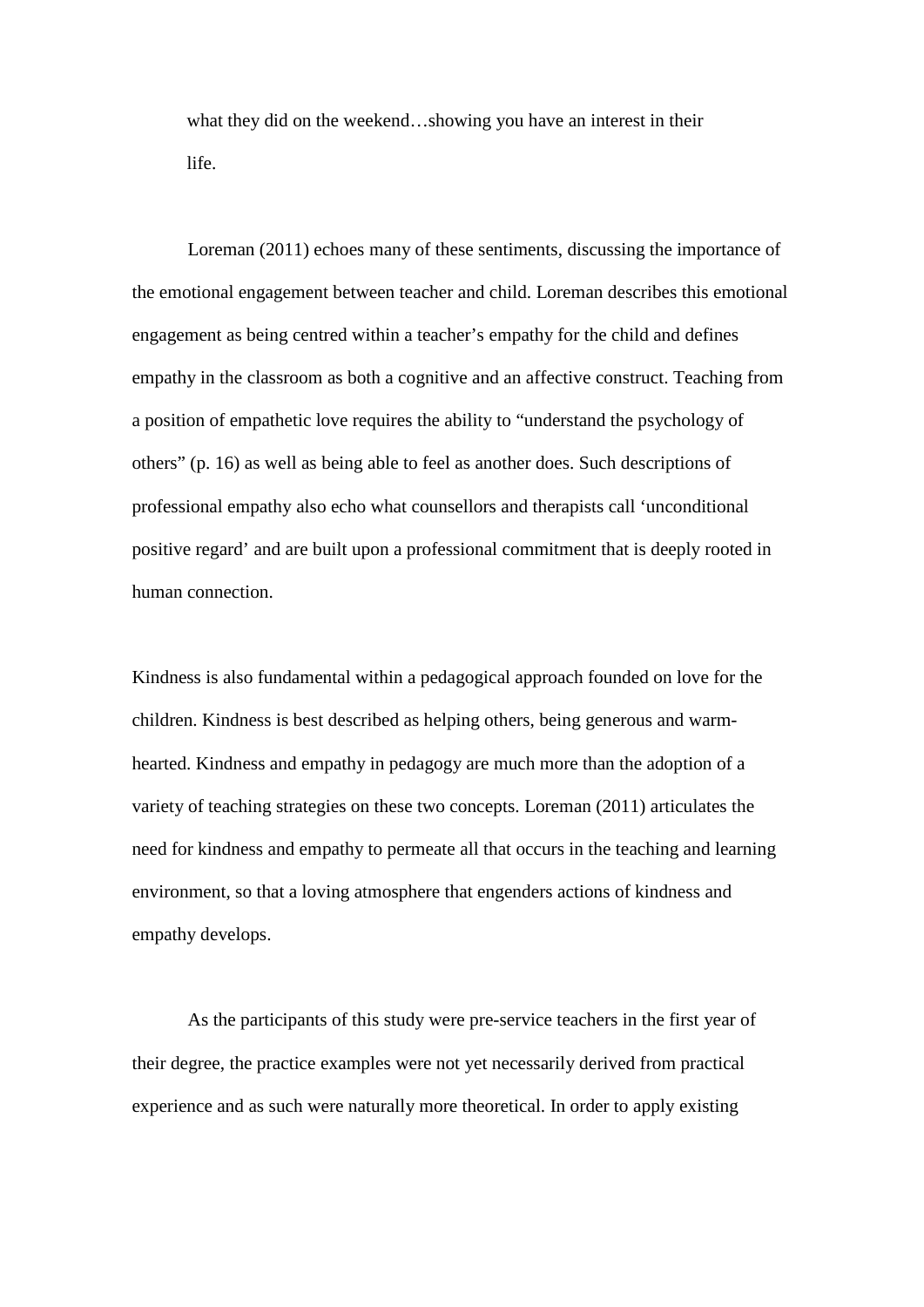> what they did on the weekend…showing you have an interest in their life.

Loreman (2011) echoes many of these sentiments, discussing the importance of the emotional engagement between teacher and child. Loreman describes this emotional engagement as being centred within a teacher's empathy for the child and defines empathy in the classroom as both a cognitive and an affective construct. Teaching from a position of empathetic love requires the ability to "understand the psychology of others" (p. 16) as well as being able to feel as another does. Such descriptions of professional empathy also echo what counsellors and therapists call 'unconditional positive regard' and are built upon a professional commitment that is deeply rooted in human connection.

Kindness is also fundamental within a pedagogical approach founded on love for the children. Kindness is best described as helping others, being generous and warm-hearted. Kindness and empathy in pedagogy are much more than the adoption of a variety of teaching strategies on these two concepts. Loreman (2011) articulates the need for kindness and empathy to permeate all that occurs in the teaching and learning environment, so that a loving atmosphere that engenders actions of kindness and empathy develops.

As the participants of this study were pre-service teachers in the first year of their degree, the practice examples were not yet necessarily derived from practical experience and as such were naturally more theoretical. In order to apply existing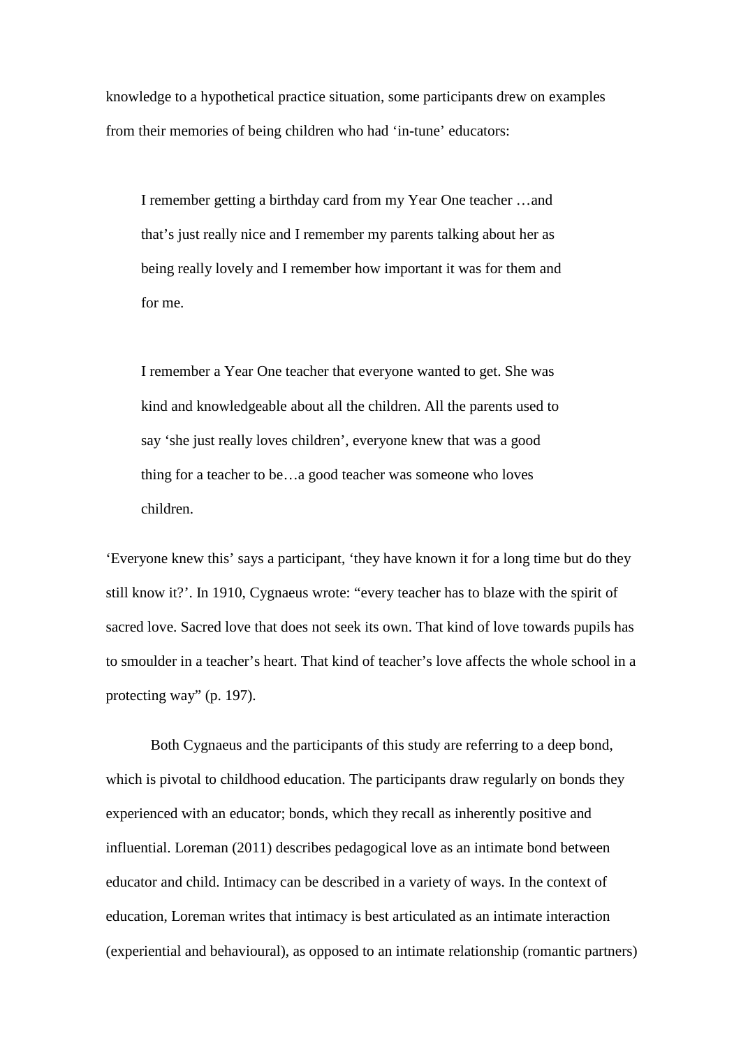knowledge to a hypothetical practice situation, some participants drew on examples from their memories of being children who had 'in-tune' educators:

> I remember getting a birthday card from my Year One teacher …and that's just really nice and I remember my parents talking about her as being really lovely and I remember how important it was for them and for me.

> I remember a Year One teacher that everyone wanted to get. She was kind and knowledgeable about all the children. All the parents used to say 'she just really loves children', everyone knew that was a good thing for a teacher to be…a good teacher was someone who loves children.

'Everyone knew this' says a participant, 'they have known it for a long time but do they still know it?'. In 1910, Cygnaeus wrote: "every teacher has to blaze with the spirit of sacred love. Sacred love that does not seek its own. That kind of love towards pupils has to smoulder in a teacher's heart. That kind of teacher's love affects the whole school in a protecting way" (p. 197).

Both Cygnaeus and the participants of this study are referring to a deep bond, which is pivotal to childhood education. The participants draw regularly on bonds they experienced with an educator; bonds, which they recall as inherently positive and influential. Loreman (2011) describes pedagogical love as an intimate bond between educator and child. Intimacy can be described in a variety of ways. In the context of education, Loreman writes that intimacy is best articulated as an intimate interaction (experiential and behavioural), as opposed to an intimate relationship (romantic partners)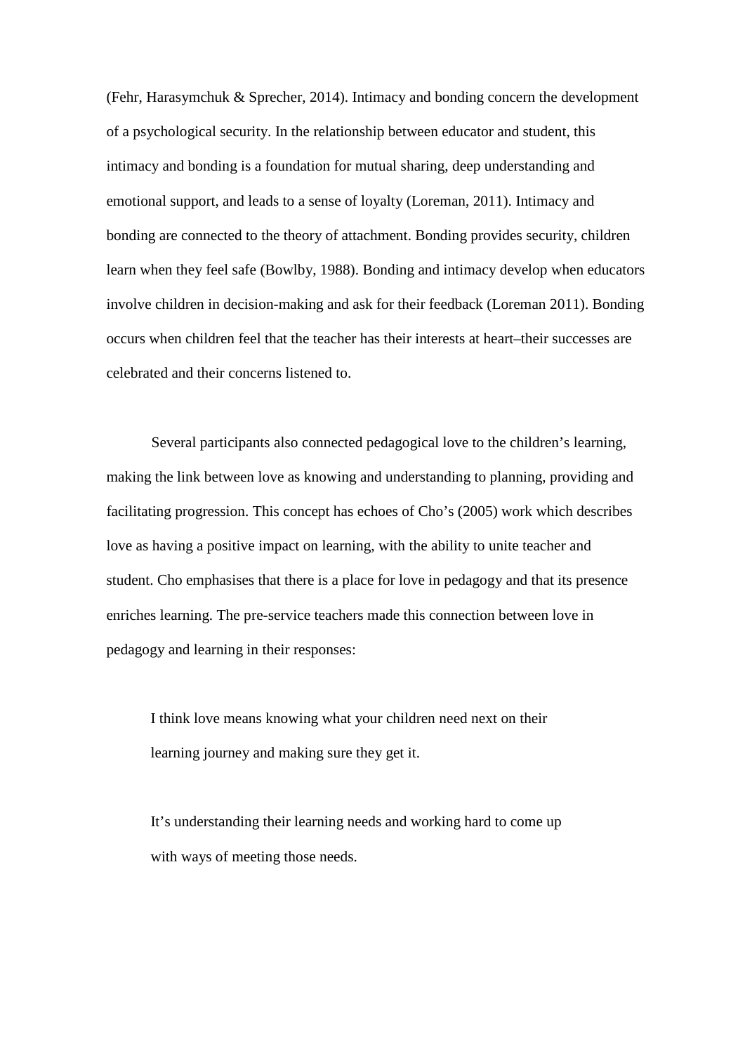(Fehr, Harasymchuk & Sprecher, 2014). Intimacy and bonding concern the development of a psychological security. In the relationship between educator and student, this intimacy and bonding is a foundation for mutual sharing, deep understanding and emotional support, and leads to a sense of loyalty (Loreman, 2011). Intimacy and bonding are connected to the theory of attachment. Bonding provides security, children learn when they feel safe (Bowlby, 1988). Bonding and intimacy develop when educators involve children in decision-making and ask for their feedback (Loreman 2011). Bonding occurs when children feel that the teacher has their interests at heart–their successes are celebrated and their concerns listened to.

Several participants also connected pedagogical love to the children's learning, making the link between love as knowing and understanding to planning, providing and facilitating progression. This concept has echoes of Cho's (2005) work which describes love as having a positive impact on learning, with the ability to unite teacher and student. Cho emphasises that there is a place for love in pedagogy and that its presence enriches learning. The pre-service teachers made this connection between love in pedagogy and learning in their responses:

> I think love means knowing what your children need next on their learning journey and making sure they get it.

> It's understanding their learning needs and working hard to come up with ways of meeting those needs.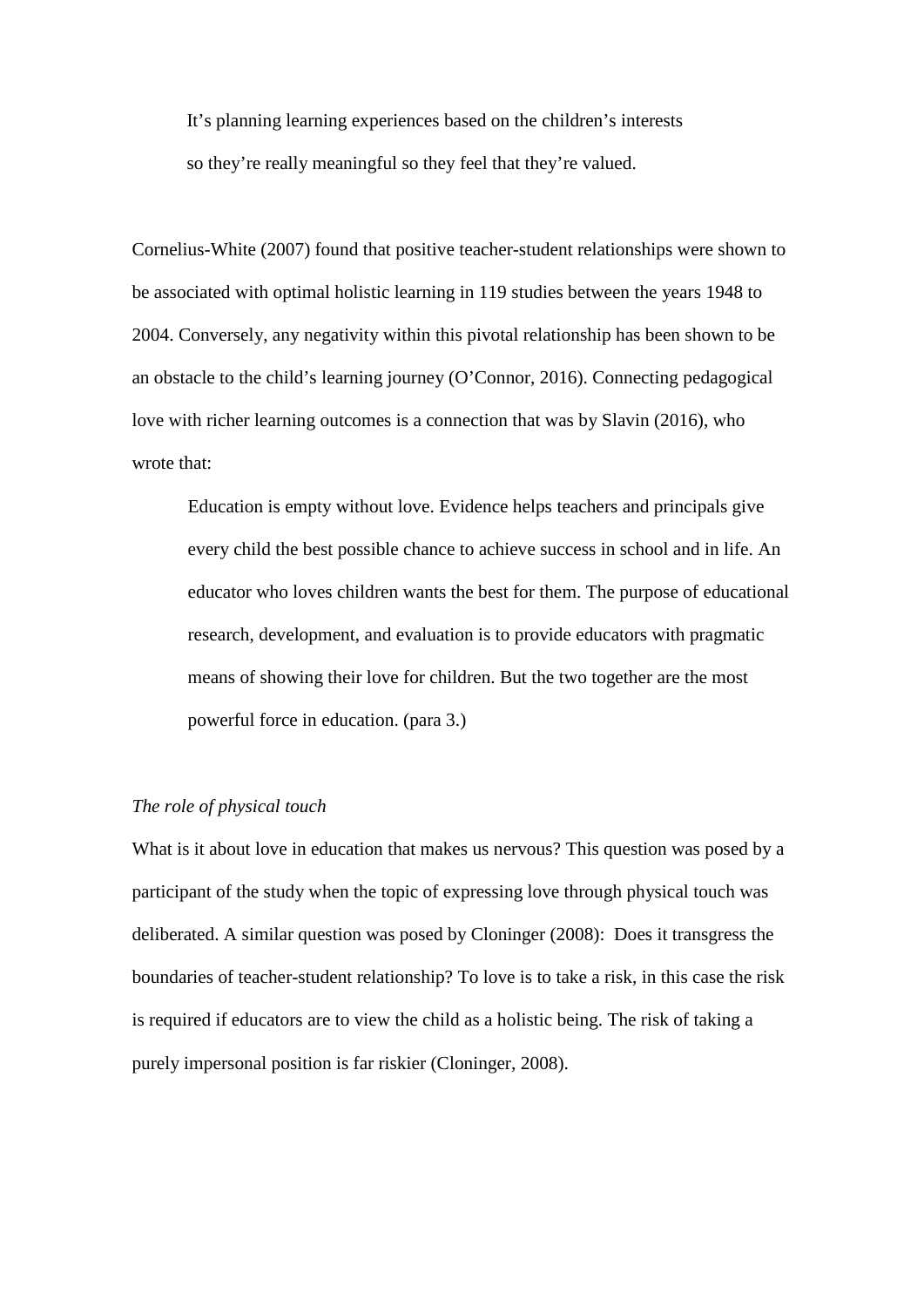> It's planning learning experiences based on the children's interests so they're really meaningful so they feel that they're valued.

Cornelius-White (2007) found that positive teacher-student relationships were shown to be associated with optimal holistic learning in 119 studies between the years 1948 to 2004. Conversely, any negativity within this pivotal relationship has been shown to be an obstacle to the child's learning journey (O'Connor, 2016). Connecting pedagogical love with richer learning outcomes is a connection that was by Slavin (2016), who wrote that:

> Education is empty without love. Evidence helps teachers and principals give every child the best possible chance to achieve success in school and in life. An educator who loves children wants the best for them. The purpose of educational research, development, and evaluation is to provide educators with pragmatic means of showing their love for children. But the two together are the most powerful force in education. (para 3.)

*The role of physical touch*

What is it about love in education that makes us nervous? This question was posed by a participant of the study when the topic of expressing love through physical touch was deliberated. A similar question was posed by Cloninger (2008): Does it transgress the boundaries of teacher-student relationship? To love is to take a risk, in this case the risk is required if educators are to view the child as a holistic being. The risk of taking a purely impersonal position is far riskier (Cloninger, 2008).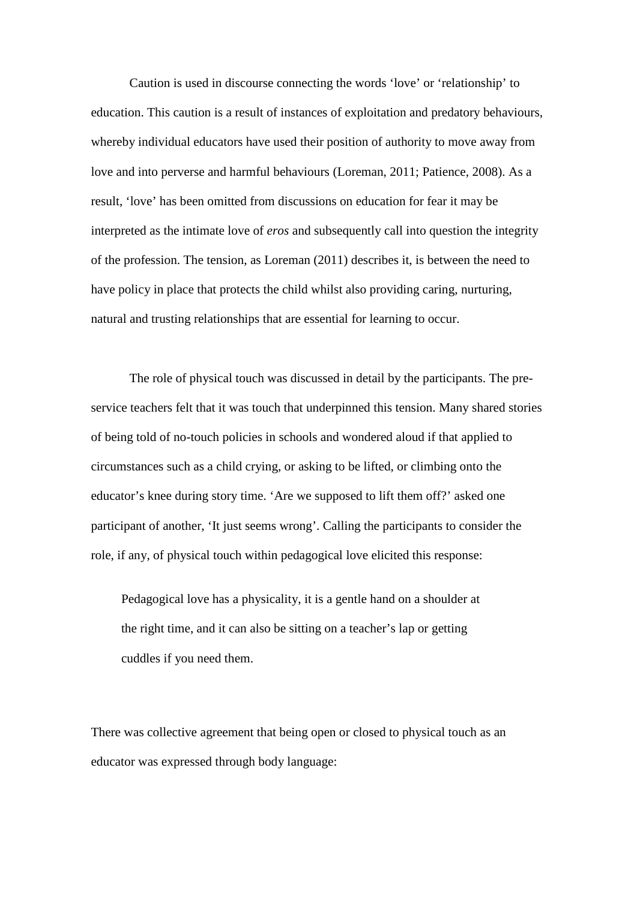Caution is used in discourse connecting the words 'love' or 'relationship' to education. This caution is a result of instances of exploitation and predatory behaviours, whereby individual educators have used their position of authority to move away from love and into perverse and harmful behaviours (Loreman, 2011; Patience, 2008). As a result, 'love' has been omitted from discussions on education for fear it may be interpreted as the intimate love of *eros* and subsequently call into question the integrity of the profession. The tension, as Loreman (2011) describes it, is between the need to have policy in place that protects the child whilst also providing caring, nurturing, natural and trusting relationships that are essential for learning to occur.

The role of physical touch was discussed in detail by the participants. The pre-service teachers felt that it was touch that underpinned this tension. Many shared stories of being told of no-touch policies in schools and wondered aloud if that applied to circumstances such as a child crying, or asking to be lifted, or climbing onto the educator's knee during story time. 'Are we supposed to lift them off?' asked one participant of another, 'It just seems wrong'. Calling the participants to consider the role, if any, of physical touch within pedagogical love elicited this response:

> Pedagogical love has a physicality, it is a gentle hand on a shoulder at the right time, and it can also be sitting on a teacher's lap or getting cuddles if you need them.

There was collective agreement that being open or closed to physical touch as an educator was expressed through body language: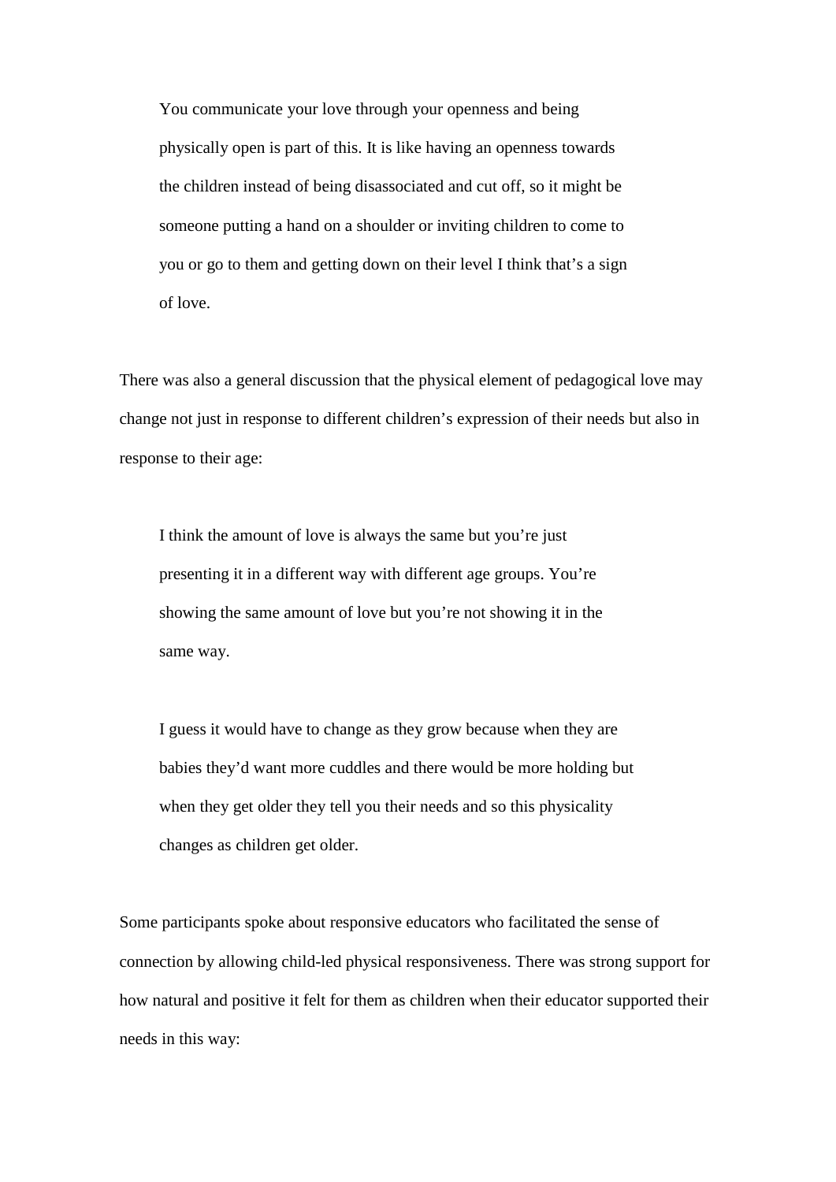> You communicate your love through your openness and being physically open is part of this. It is like having an openness towards the children instead of being disassociated and cut off, so it might be someone putting a hand on a shoulder or inviting children to come to you or go to them and getting down on their level I think that's a sign of love.

There was also a general discussion that the physical element of pedagogical love may change not just in response to different children's expression of their needs but also in response to their age:

> I think the amount of love is always the same but you're just presenting it in a different way with different age groups. You're showing the same amount of love but you're not showing it in the same way.

> I guess it would have to change as they grow because when they are babies they'd want more cuddles and there would be more holding but when they get older they tell you their needs and so this physicality changes as children get older.

Some participants spoke about responsive educators who facilitated the sense of connection by allowing child-led physical responsiveness. There was strong support for how natural and positive it felt for them as children when their educator supported their needs in this way: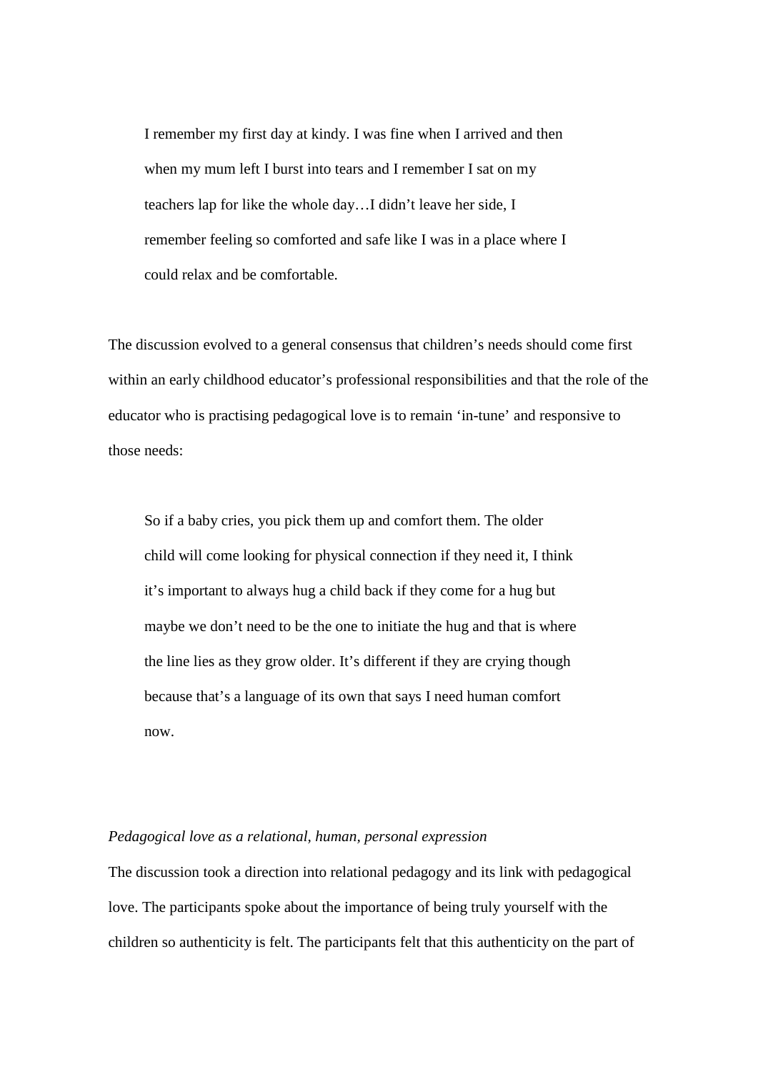> I remember my first day at kindy. I was fine when I arrived and then when my mum left I burst into tears and I remember I sat on my teachers lap for like the whole day…I didn't leave her side, I remember feeling so comforted and safe like I was in a place where I could relax and be comfortable.

The discussion evolved to a general consensus that children's needs should come first within an early childhood educator's professional responsibilities and that the role of the educator who is practising pedagogical love is to remain 'in-tune' and responsive to those needs:

> So if a baby cries, you pick them up and comfort them. The older child will come looking for physical connection if they need it, I think it's important to always hug a child back if they come for a hug but maybe we don't need to be the one to initiate the hug and that is where the line lies as they grow older. It's different if they are crying though because that's a language of its own that says I need human comfort now.

*Pedagogical love as a relational, human, personal expression*

The discussion took a direction into relational pedagogy and its link with pedagogical love. The participants spoke about the importance of being truly yourself with the children so authenticity is felt. The participants felt that this authenticity on the part of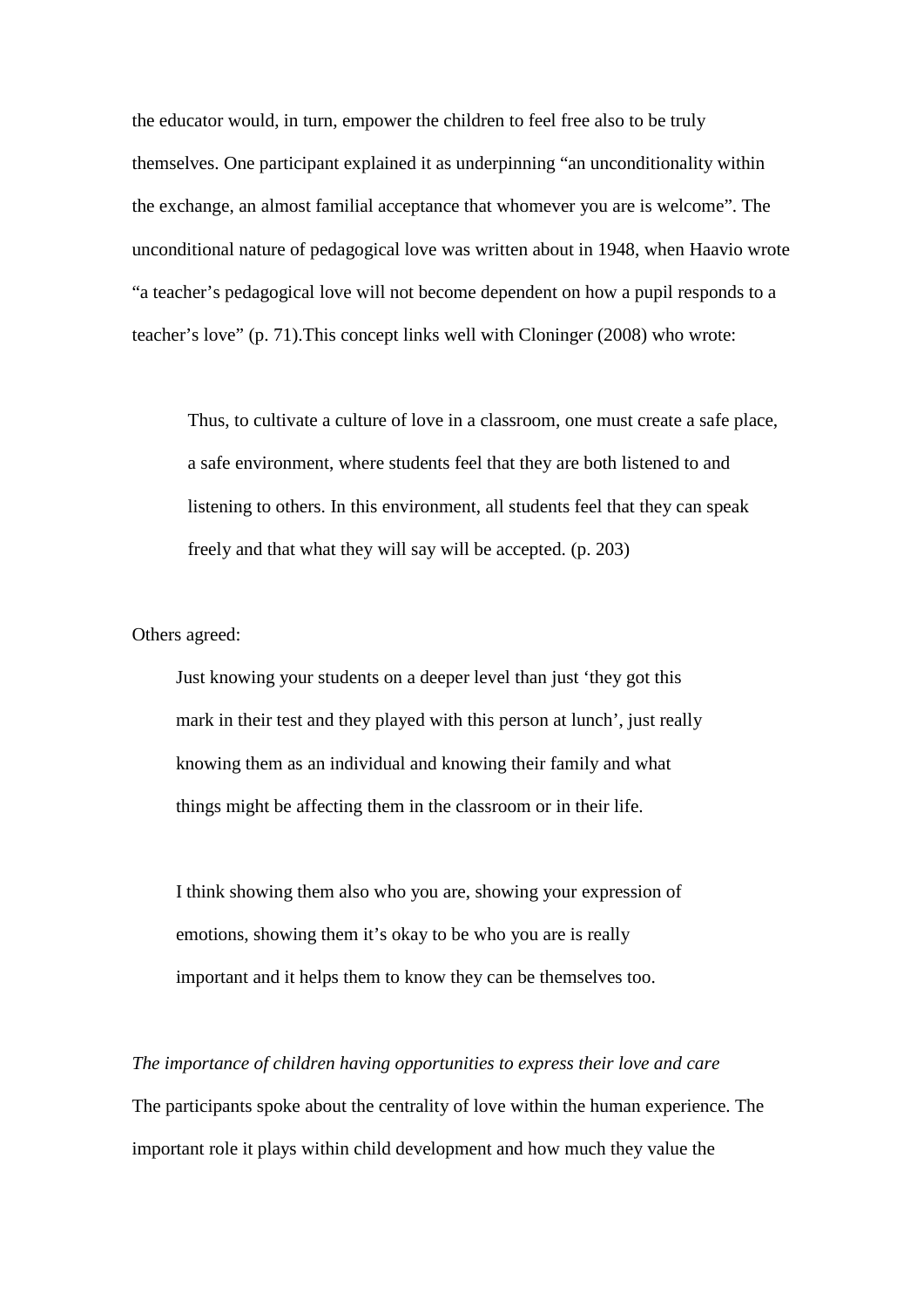the educator would, in turn, empower the children to feel free also to be truly themselves. One participant explained it as underpinning "an unconditionality within the exchange, an almost familial acceptance that whomever you are is welcome". The unconditional nature of pedagogical love was written about in 1948, when Haavio wrote "a teacher's pedagogical love will not become dependent on how a pupil responds to a teacher's love" (p. 71).This concept links well with Cloninger (2008) who wrote:

> Thus, to cultivate a culture of love in a classroom, one must create a safe place, a safe environment, where students feel that they are both listened to and listening to others. In this environment, all students feel that they can speak freely and that what they will say will be accepted. (p. 203)

Others agreed:

> Just knowing your students on a deeper level than just 'they got this mark in their test and they played with this person at lunch', just really knowing them as an individual and knowing their family and what things might be affecting them in the classroom or in their life.

> I think showing them also who you are, showing your expression of emotions, showing them it's okay to be who you are is really important and it helps them to know they can be themselves too.

*The importance of children having opportunities to express their love and care*

The participants spoke about the centrality of love within the human experience. The important role it plays within child development and how much they value the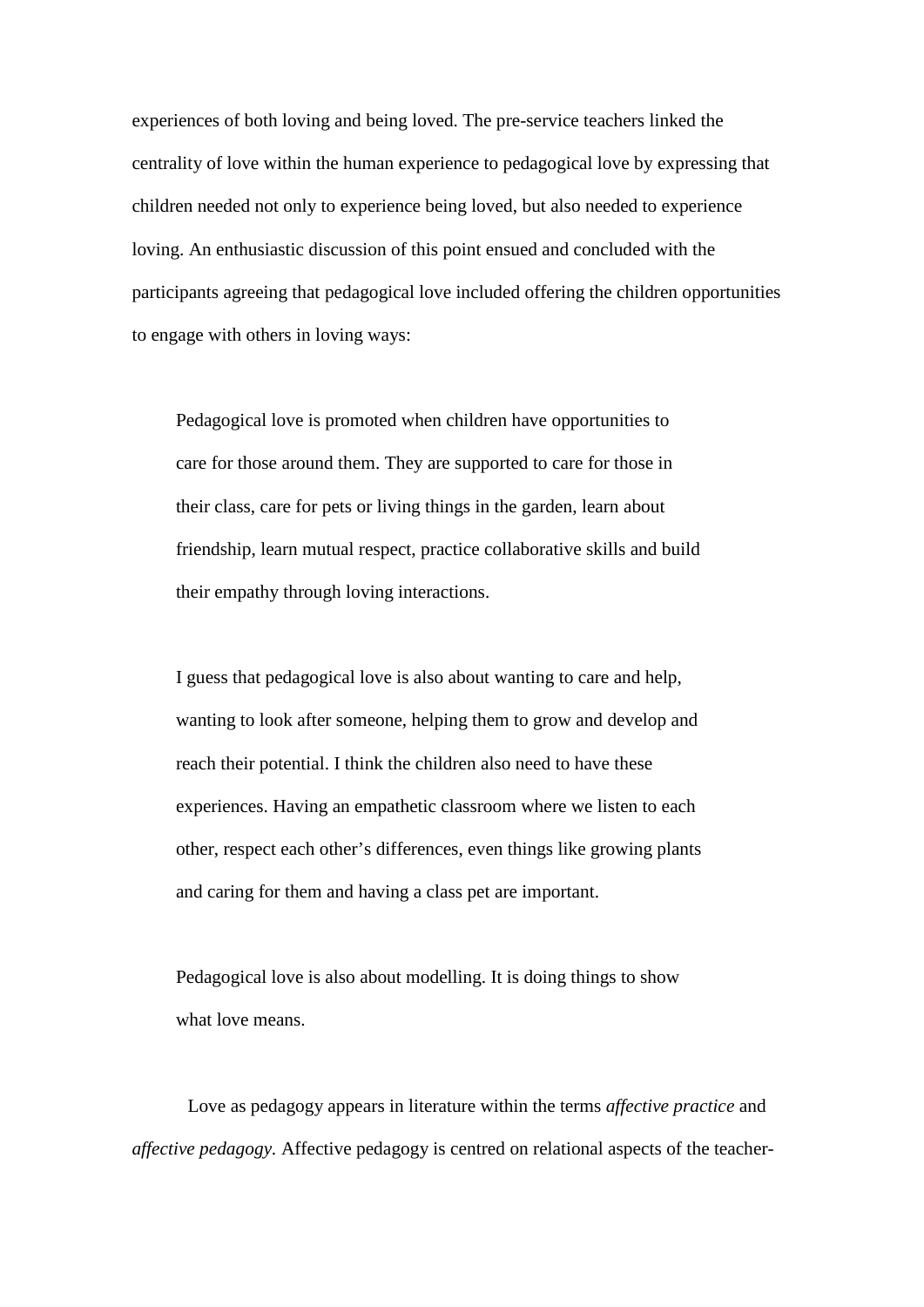experiences of both loving and being loved. The pre-service teachers linked the centrality of love within the human experience to pedagogical love by expressing that children needed not only to experience being loved, but also needed to experience loving. An enthusiastic discussion of this point ensued and concluded with the participants agreeing that pedagogical love included offering the children opportunities to engage with others in loving ways:

> Pedagogical love is promoted when children have opportunities to care for those around them. They are supported to care for those in their class, care for pets or living things in the garden, learn about friendship, learn mutual respect, practice collaborative skills and build their empathy through loving interactions.

> I guess that pedagogical love is also about wanting to care and help, wanting to look after someone, helping them to grow and develop and reach their potential. I think the children also need to have these experiences. Having an empathetic classroom where we listen to each other, respect each other's differences, even things like growing plants and caring for them and having a class pet are important.

> Pedagogical love is also about modelling. It is doing things to show what love means.

Love as pedagogy appears in literature within the terms *affective practice* and *affective pedagogy.* Affective pedagogy is centred on relational aspects of the teacher-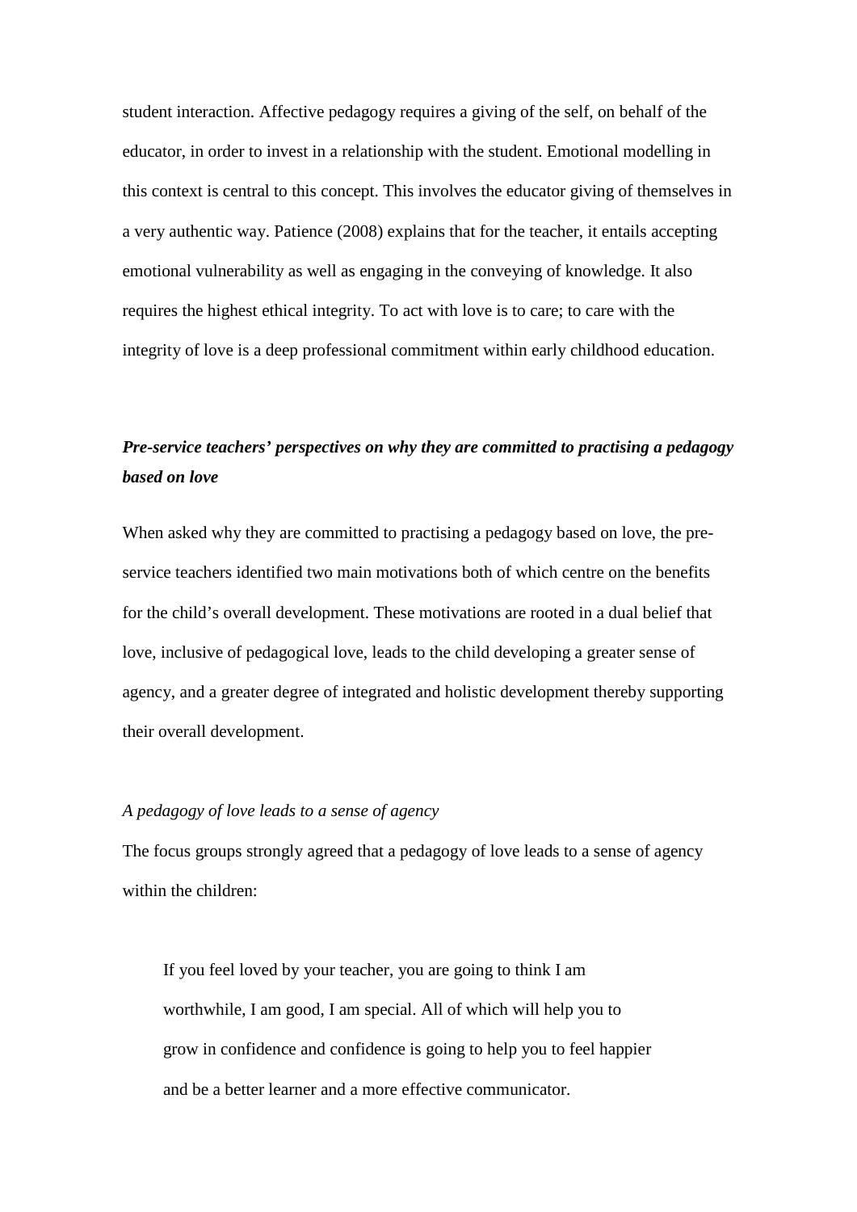student interaction. Affective pedagogy requires a giving of the self, on behalf of the educator, in order to invest in a relationship with the student. Emotional modelling in this context is central to this concept. This involves the educator giving of themselves in a very authentic way. Patience (2008) explains that for the teacher, it entails accepting emotional vulnerability as well as engaging in the conveying of knowledge. It also requires the highest ethical integrity. To act with love is to care; to care with the integrity of love is a deep professional commitment within early childhood education.

### *Pre-service teachers' perspectives on why they are committed to practising a pedagogy based on love*

When asked why they are committed to practising a pedagogy based on love, the pre-service teachers identified two main motivations both of which centre on the benefits for the child's overall development. These motivations are rooted in a dual belief that love, inclusive of pedagogical love, leads to the child developing a greater sense of agency, and a greater degree of integrated and holistic development thereby supporting their overall development.

#### *A pedagogy of love leads to a sense of agency*

The focus groups strongly agreed that a pedagogy of love leads to a sense of agency within the children:

> If you feel loved by your teacher, you are going to think I am worthwhile, I am good, I am special. All of which will help you to grow in confidence and confidence is going to help you to feel happier and be a better learner and a more effective communicator.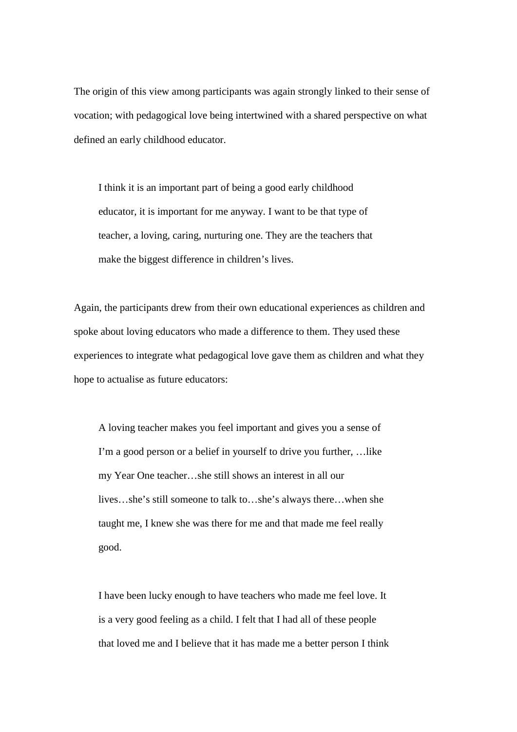The origin of this view among participants was again strongly linked to their sense of vocation; with pedagogical love being intertwined with a shared perspective on what defined an early childhood educator.

> I think it is an important part of being a good early childhood educator, it is important for me anyway. I want to be that type of teacher, a loving, caring, nurturing one. They are the teachers that make the biggest difference in children's lives.

Again, the participants drew from their own educational experiences as children and spoke about loving educators who made a difference to them. They used these experiences to integrate what pedagogical love gave them as children and what they hope to actualise as future educators:

> A loving teacher makes you feel important and gives you a sense of I'm a good person or a belief in yourself to drive you further, …like my Year One teacher…she still shows an interest in all our lives…she's still someone to talk to…she's always there…when she taught me, I knew she was there for me and that made me feel really good.

> I have been lucky enough to have teachers who made me feel love. It is a very good feeling as a child. I felt that I had all of these people that loved me and I believe that it has made me a better person I think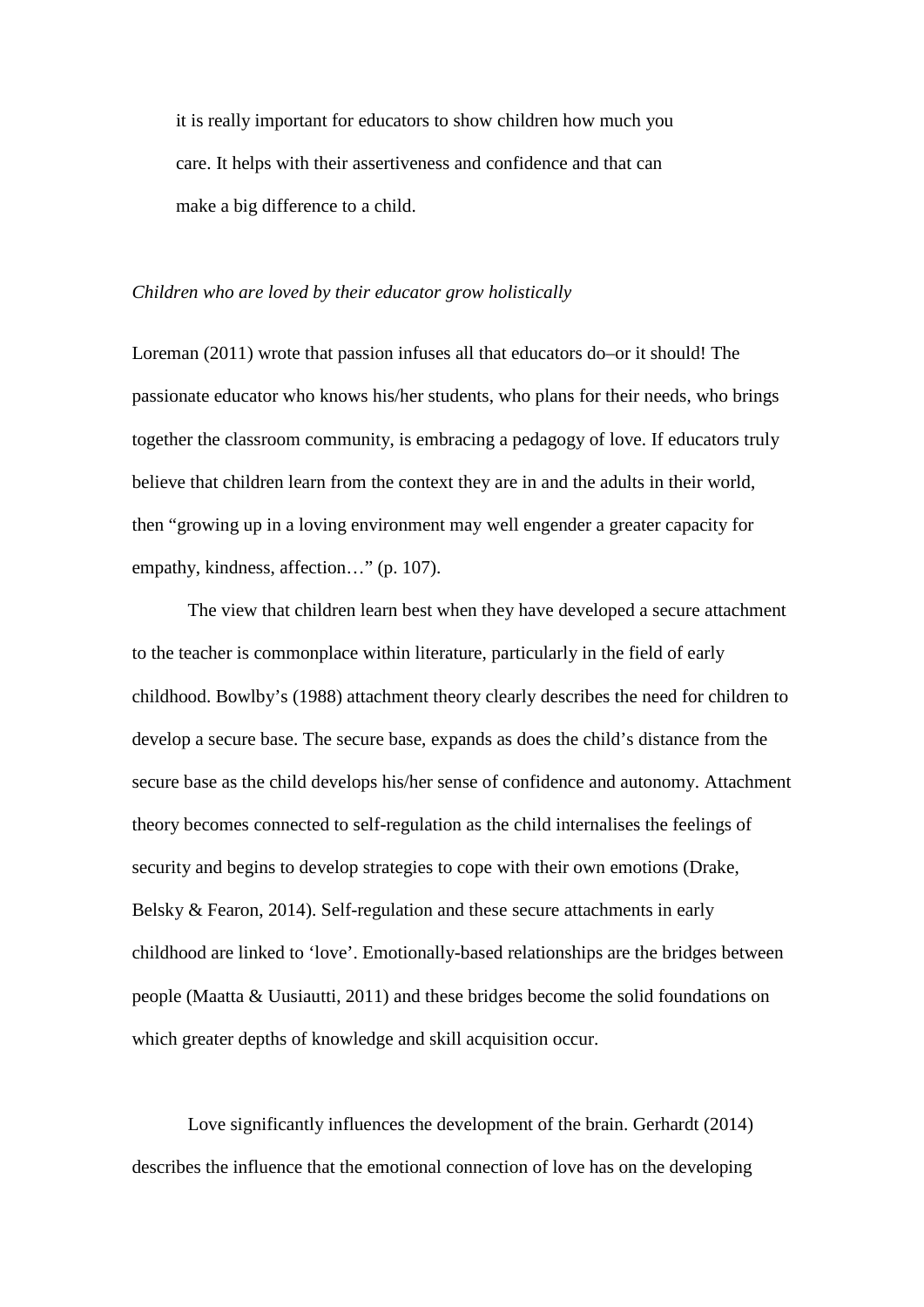> it is really important for educators to show children how much you care. It helps with their assertiveness and confidence and that can make a big difference to a child.

*Children who are loved by their educator grow holistically*

Loreman (2011) wrote that passion infuses all that educators do–or it should! The passionate educator who knows his/her students, who plans for their needs, who brings together the classroom community, is embracing a pedagogy of love. If educators truly believe that children learn from the context they are in and the adults in their world, then "growing up in a loving environment may well engender a greater capacity for empathy, kindness, affection…" (p. 107).

The view that children learn best when they have developed a secure attachment to the teacher is commonplace within literature, particularly in the field of early childhood. Bowlby's (1988) attachment theory clearly describes the need for children to develop a secure base. The secure base, expands as does the child's distance from the secure base as the child develops his/her sense of confidence and autonomy. Attachment theory becomes connected to self-regulation as the child internalises the feelings of security and begins to develop strategies to cope with their own emotions (Drake, Belsky & Fearon, 2014). Self-regulation and these secure attachments in early childhood are linked to 'love'. Emotionally-based relationships are the bridges between people (Maatta & Uusiautti, 2011) and these bridges become the solid foundations on which greater depths of knowledge and skill acquisition occur.

Love significantly influences the development of the brain. Gerhardt (2014) describes the influence that the emotional connection of love has on the developing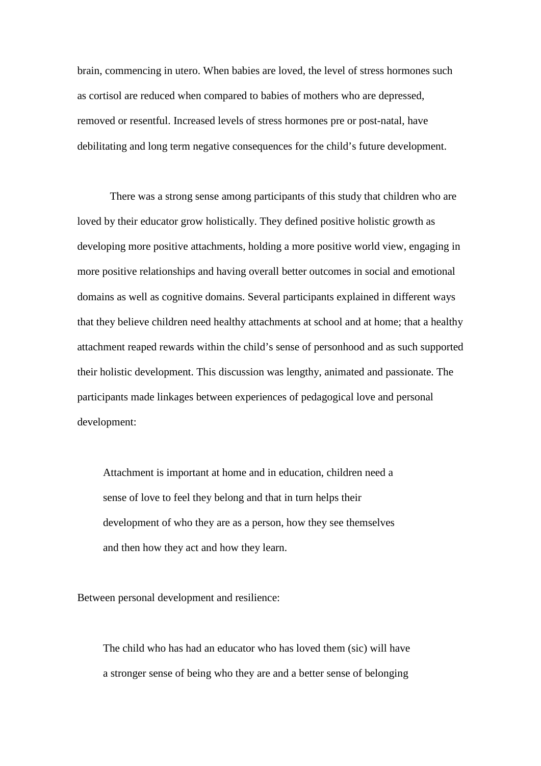brain, commencing in utero. When babies are loved, the level of stress hormones such as cortisol are reduced when compared to babies of mothers who are depressed, removed or resentful. Increased levels of stress hormones pre or post-natal, have debilitating and long term negative consequences for the child's future development.

There was a strong sense among participants of this study that children who are loved by their educator grow holistically. They defined positive holistic growth as developing more positive attachments, holding a more positive world view, engaging in more positive relationships and having overall better outcomes in social and emotional domains as well as cognitive domains. Several participants explained in different ways that they believe children need healthy attachments at school and at home; that a healthy attachment reaped rewards within the child's sense of personhood and as such supported their holistic development. This discussion was lengthy, animated and passionate. The participants made linkages between experiences of pedagogical love and personal development:

> Attachment is important at home and in education, children need a sense of love to feel they belong and that in turn helps their development of who they are as a person, how they see themselves and then how they act and how they learn.

Between personal development and resilience:

> The child who has had an educator who has loved them (sic) will have a stronger sense of being who they are and a better sense of belonging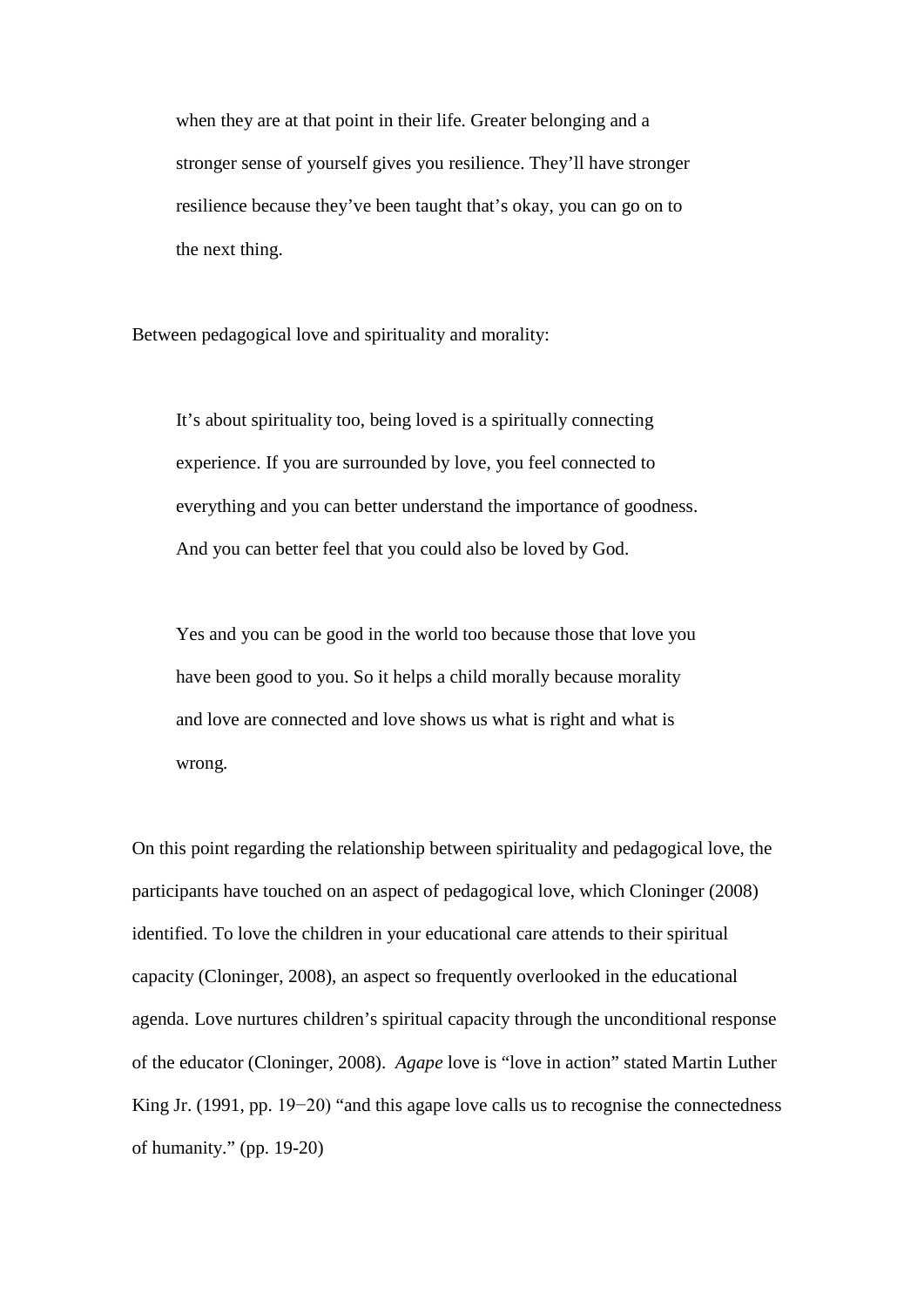> when they are at that point in their life. Greater belonging and a stronger sense of yourself gives you resilience. They'll have stronger resilience because they've been taught that's okay, you can go on to the next thing.

Between pedagogical love and spirituality and morality:

> It's about spirituality too, being loved is a spiritually connecting experience. If you are surrounded by love, you feel connected to everything and you can better understand the importance of goodness. And you can better feel that you could also be loved by God.

> Yes and you can be good in the world too because those that love you have been good to you. So it helps a child morally because morality and love are connected and love shows us what is right and what is wrong.

On this point regarding the relationship between spirituality and pedagogical love, the participants have touched on an aspect of pedagogical love, which Cloninger (2008) identified. To love the children in your educational care attends to their spiritual capacity (Cloninger, 2008), an aspect so frequently overlooked in the educational agenda. Love nurtures children's spiritual capacity through the unconditional response of the educator (Cloninger, 2008). *Agape* love is "love in action" stated Martin Luther King Jr. (1991, pp. 19−20) "and this agape love calls us to recognise the connectedness of humanity." (pp. 19-20)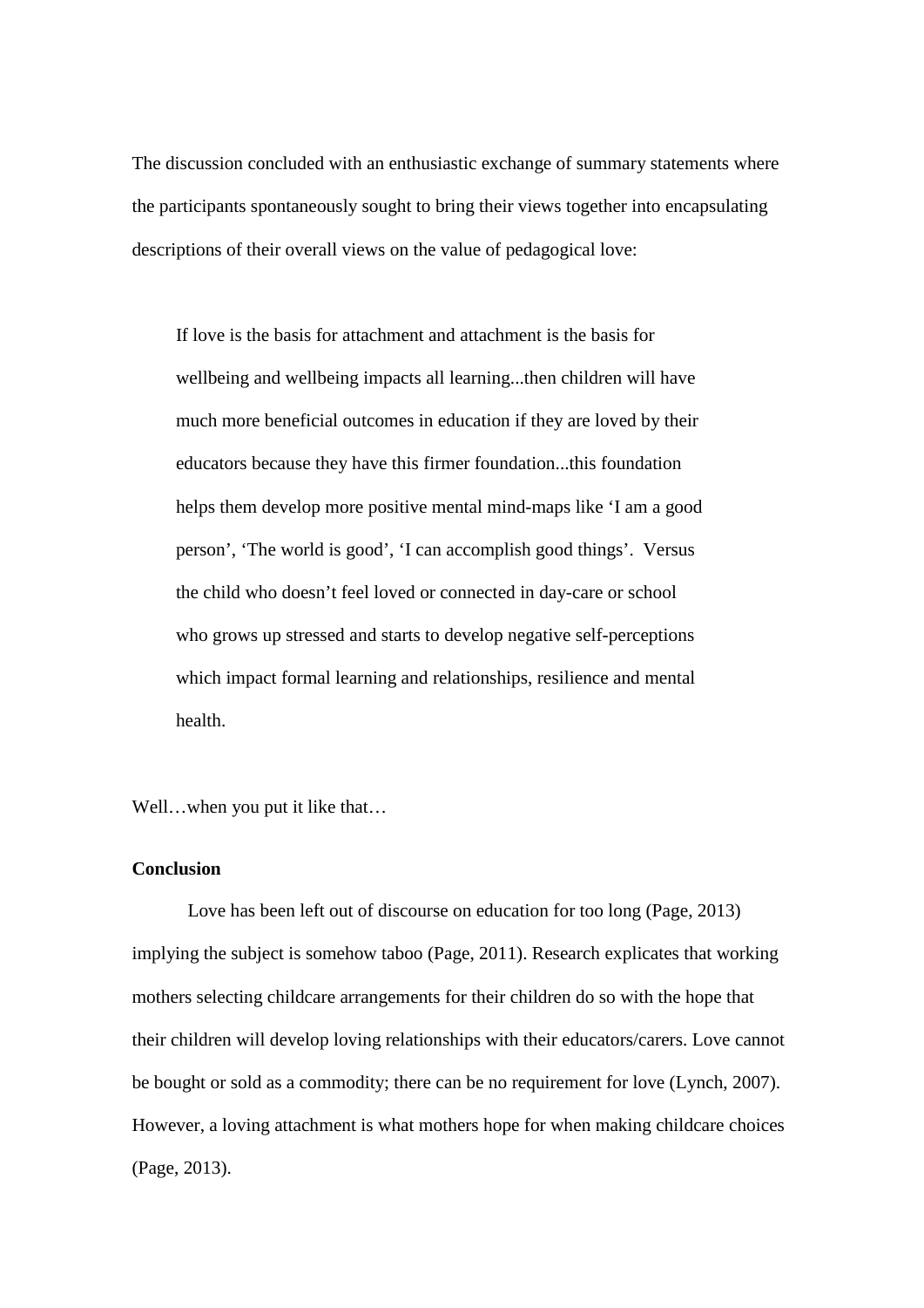The discussion concluded with an enthusiastic exchange of summary statements where the participants spontaneously sought to bring their views together into encapsulating descriptions of their overall views on the value of pedagogical love:

> If love is the basis for attachment and attachment is the basis for wellbeing and wellbeing impacts all learning...then children will have much more beneficial outcomes in education if they are loved by their educators because they have this firmer foundation...this foundation helps them develop more positive mental mind-maps like 'I am a good person', 'The world is good', 'I can accomplish good things'. Versus the child who doesn't feel loved or connected in day-care or school who grows up stressed and starts to develop negative self-perceptions which impact formal learning and relationships, resilience and mental health.

Well…when you put it like that…

**Conclusion**

Love has been left out of discourse on education for too long (Page, 2013) implying the subject is somehow taboo (Page, 2011). Research explicates that working mothers selecting childcare arrangements for their children do so with the hope that their children will develop loving relationships with their educators/carers. Love cannot be bought or sold as a commodity; there can be no requirement for love (Lynch, 2007). However, a loving attachment is what mothers hope for when making childcare choices (Page, 2013).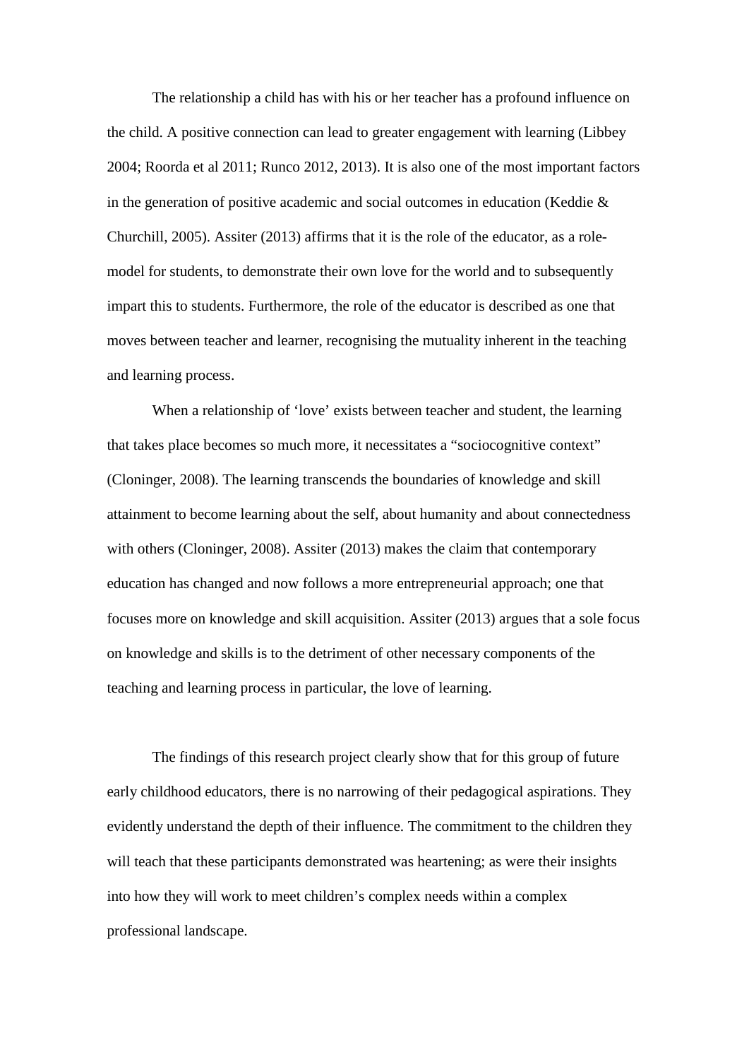The relationship a child has with his or her teacher has a profound influence on the child. A positive connection can lead to greater engagement with learning (Libbey 2004; Roorda et al 2011; Runco 2012, 2013). It is also one of the most important factors in the generation of positive academic and social outcomes in education (Keddie & Churchill, 2005). Assiter (2013) affirms that it is the role of the educator, as a role-model for students, to demonstrate their own love for the world and to subsequently impart this to students. Furthermore, the role of the educator is described as one that moves between teacher and learner, recognising the mutuality inherent in the teaching and learning process.

When a relationship of 'love' exists between teacher and student, the learning that takes place becomes so much more, it necessitates a "sociocognitive context" (Cloninger, 2008). The learning transcends the boundaries of knowledge and skill attainment to become learning about the self, about humanity and about connectedness with others (Cloninger, 2008). Assiter (2013) makes the claim that contemporary education has changed and now follows a more entrepreneurial approach; one that focuses more on knowledge and skill acquisition. Assiter (2013) argues that a sole focus on knowledge and skills is to the detriment of other necessary components of the teaching and learning process in particular, the love of learning.

The findings of this research project clearly show that for this group of future early childhood educators, there is no narrowing of their pedagogical aspirations. They evidently understand the depth of their influence. The commitment to the children they will teach that these participants demonstrated was heartening; as were their insights into how they will work to meet children's complex needs within a complex professional landscape.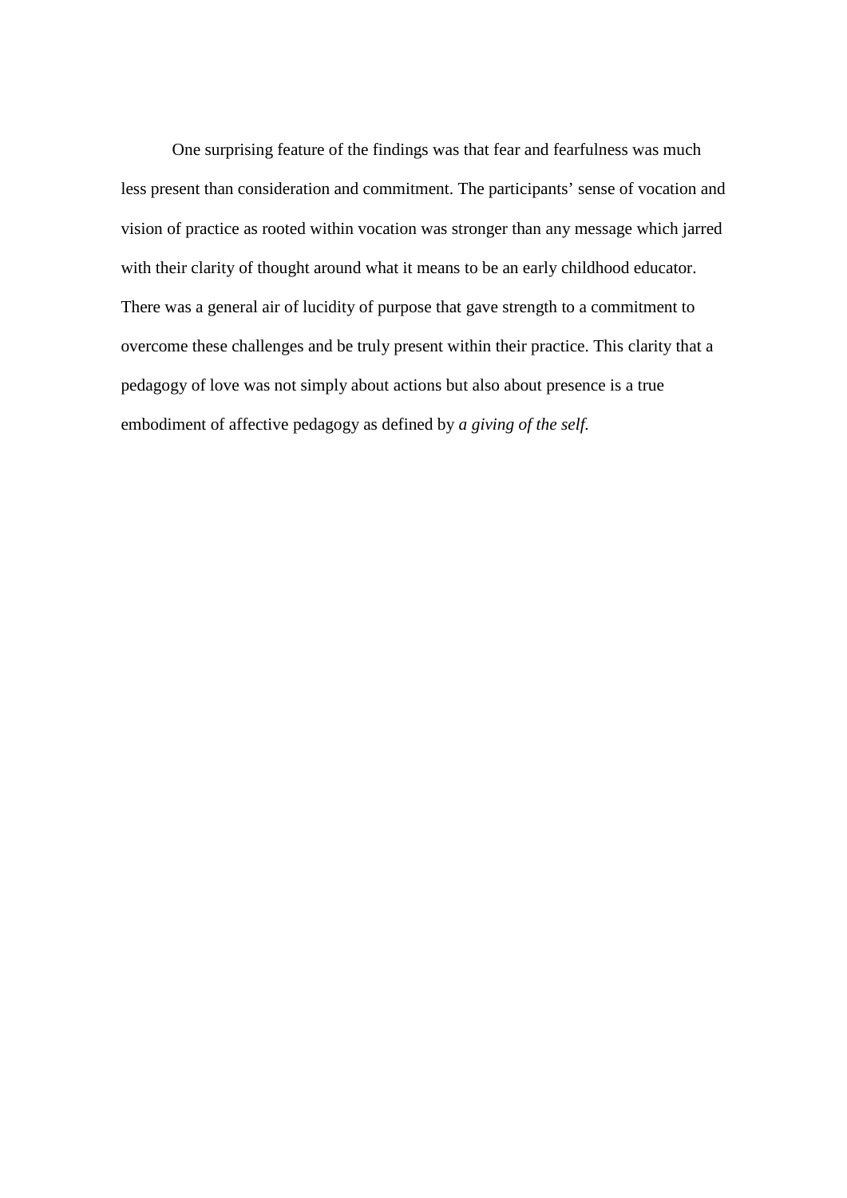One surprising feature of the findings was that fear and fearfulness was much less present than consideration and commitment. The participants' sense of vocation and vision of practice as rooted within vocation was stronger than any message which jarred with their clarity of thought around what it means to be an early childhood educator. There was a general air of lucidity of purpose that gave strength to a commitment to overcome these challenges and be truly present within their practice. This clarity that a pedagogy of love was not simply about actions but also about presence is a true embodiment of affective pedagogy as defined by *a giving of the self.*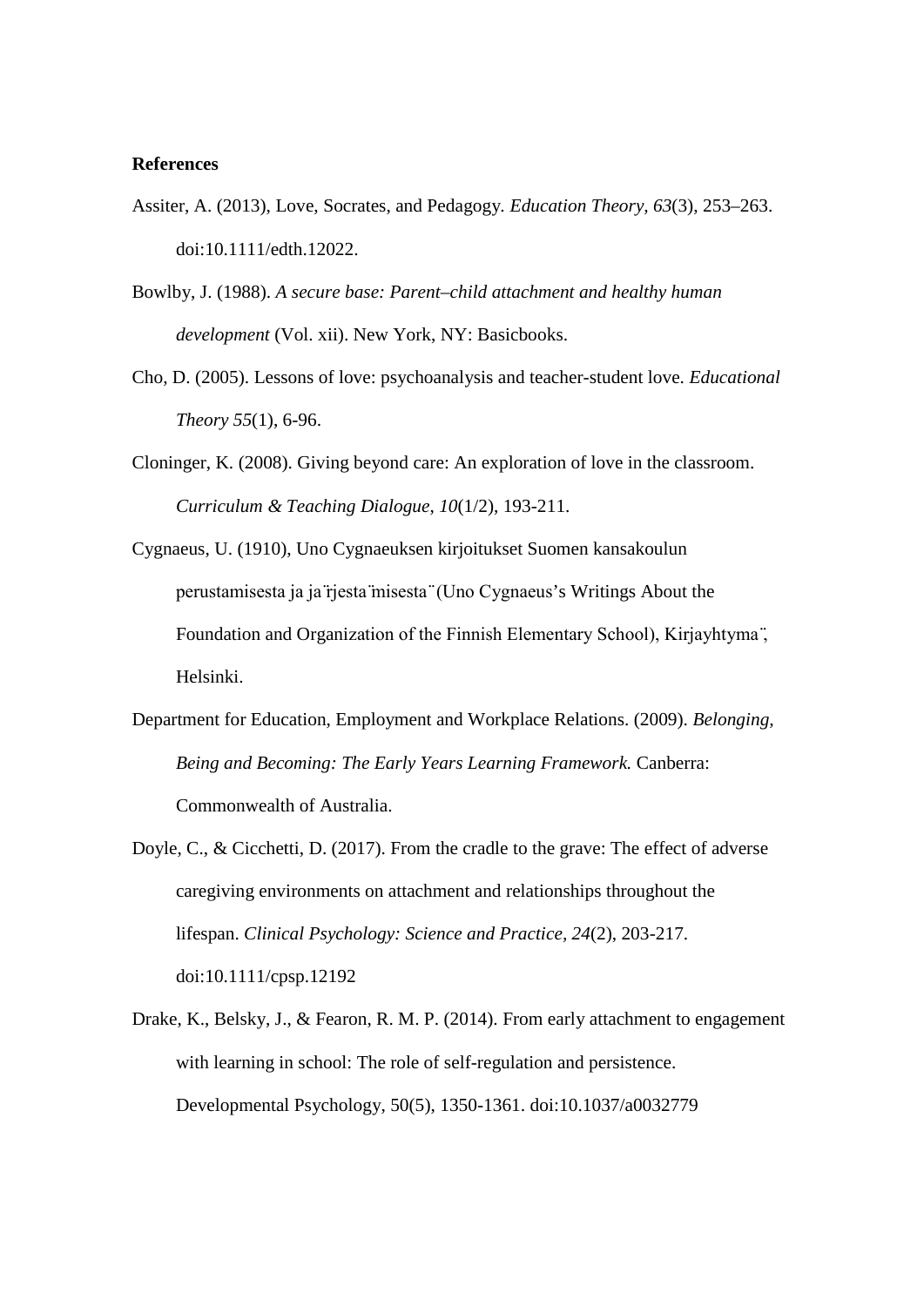**References**

Assiter, A. (2013), Love, Socrates, and Pedagogy. *Education Theory, 63*(3), 253–263. doi:10.1111/edth.12022.

Bowlby, J. (1988). *A secure base: Parent–child attachment and healthy human development* (Vol. xii). New York, NY: Basicbooks.

Cho, D. (2005). Lessons of love: psychoanalysis and teacher-student love. *Educational Theory 55*(1), 6-96.

Cloninger, K. (2008). Giving beyond care: An exploration of love in the classroom. *Curriculum & Teaching Dialogue, 10*(1/2), 193-211.

Cygnaeus, U. (1910), Uno Cygnaeuksen kirjoitukset Suomen kansakoulun perustamisesta ja ja¨rjesta¨misesta¨ (Uno Cygnaeus's Writings About the Foundation and Organization of the Finnish Elementary School), Kirjayhtyma¨, Helsinki.

Department for Education, Employment and Workplace Relations. (2009). *Belonging, Being and Becoming: The Early Years Learning Framework.* Canberra: Commonwealth of Australia.

Doyle, C., & Cicchetti, D. (2017). From the cradle to the grave: The effect of adverse caregiving environments on attachment and relationships throughout the lifespan. *Clinical Psychology: Science and Practice, 24*(2), 203-217. doi:10.1111/cpsp.12192

Drake, K., Belsky, J., & Fearon, R. M. P. (2014). From early attachment to engagement with learning in school: The role of self-regulation and persistence. Developmental Psychology, 50(5), 1350-1361. doi:10.1037/a0032779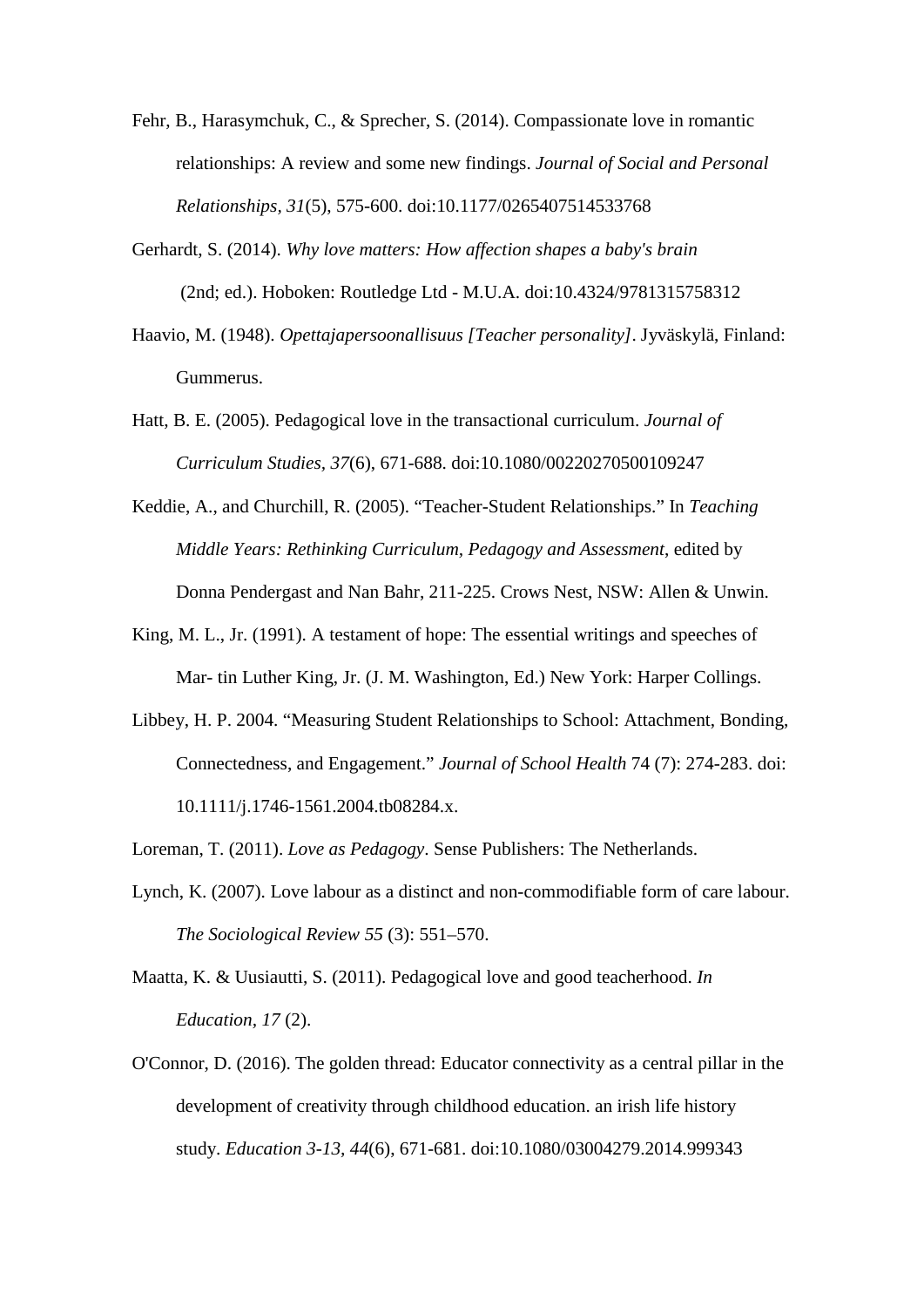Fehr, B., Harasymchuk, C., & Sprecher, S. (2014). Compassionate love in romantic relationships: A review and some new findings. *Journal of Social and Personal Relationships, 31*(5), 575-600. doi:10.1177/0265407514533768

Gerhardt, S. (2014). *Why love matters: How affection shapes a baby's brain* (2nd; ed.). Hoboken: Routledge Ltd - M.U.A. doi:10.4324/9781315758312

Haavio, M. (1948). *Opettajapersoonallisuus [Teacher personality]*. Jyväskylä, Finland: Gummerus.

Hatt, B. E. (2005). Pedagogical love in the transactional curriculum. *Journal of Curriculum Studies, 37*(6), 671-688. doi:10.1080/00220270500109247

Keddie, A., and Churchill, R. (2005). "Teacher-Student Relationships." In *Teaching Middle Years: Rethinking Curriculum, Pedagogy and Assessment*, edited by Donna Pendergast and Nan Bahr, 211-225. Crows Nest, NSW: Allen & Unwin.

King, M. L., Jr. (1991). A testament of hope: The essential writings and speeches of Mar- tin Luther King, Jr. (J. M. Washington, Ed.) New York: Harper Collings.

Libbey, H. P. 2004. "Measuring Student Relationships to School: Attachment, Bonding, Connectedness, and Engagement." *Journal of School Health* 74 (7): 274-283. doi: 10.1111/j.1746-1561.2004.tb08284.x.

Loreman, T. (2011). *Love as Pedagogy*. Sense Publishers: The Netherlands.

Lynch, K. (2007). Love labour as a distinct and non-commodifiable form of care labour. *The Sociological Review 55* (3): 551–570.

Maatta, K. & Uusiautti, S. (2011). Pedagogical love and good teacherhood. *In Education*, *17* (2).

O'Connor, D. (2016). The golden thread: Educator connectivity as a central pillar in the development of creativity through childhood education. an irish life history study. *Education 3-13, 44*(6), 671-681. doi:10.1080/03004279.2014.999343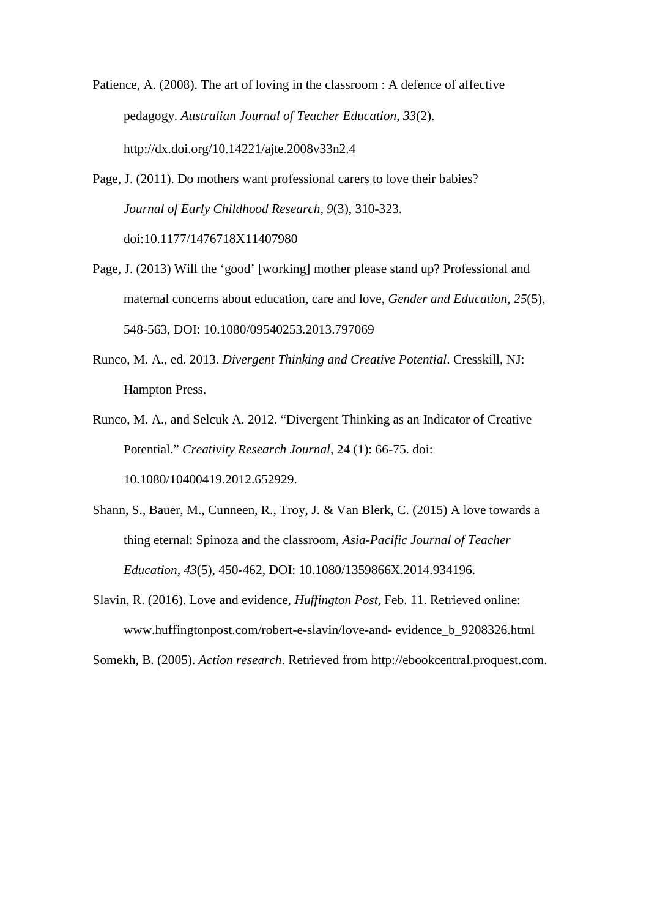Patience, A. (2008). The art of loving in the classroom : A defence of affective pedagogy. *Australian Journal of Teacher Education, 33*(2). http://dx.doi.org/10.14221/ajte.2008v33n2.4

Page, J. (2011). Do mothers want professional carers to love their babies? *Journal of Early Childhood Research, 9*(3), 310-323. doi:10.1177/1476718X11407980

Page, J. (2013) Will the 'good' [working] mother please stand up? Professional and maternal concerns about education, care and love, *Gender and Education, 25*(5), 548-563, DOI: 10.1080/09540253.2013.797069

Runco, M. A., ed. 2013. *Divergent Thinking and Creative Potential*. Cresskill, NJ: Hampton Press.

Runco, M. A., and Selcuk A. 2012. "Divergent Thinking as an Indicator of Creative Potential." *Creativity Research Journal*, 24 (1): 66-75. doi: 10.1080/10400419.2012.652929.

Shann, S., Bauer, M., Cunneen, R., Troy, J. & Van Blerk, C. (2015) A love towards a thing eternal: Spinoza and the classroom, *Asia-Pacific Journal of Teacher Education, 43*(5), 450-462, DOI: 10.1080/1359866X.2014.934196.

Slavin, R. (2016). Love and evidence, *Huffington Post*, Feb. 11. Retrieved online: www.huffingtonpost.com/robert-e-slavin/love-and- evidence_b_9208326.html

Somekh, B. (2005). *Action research*. Retrieved from http://ebookcentral.proquest.com.